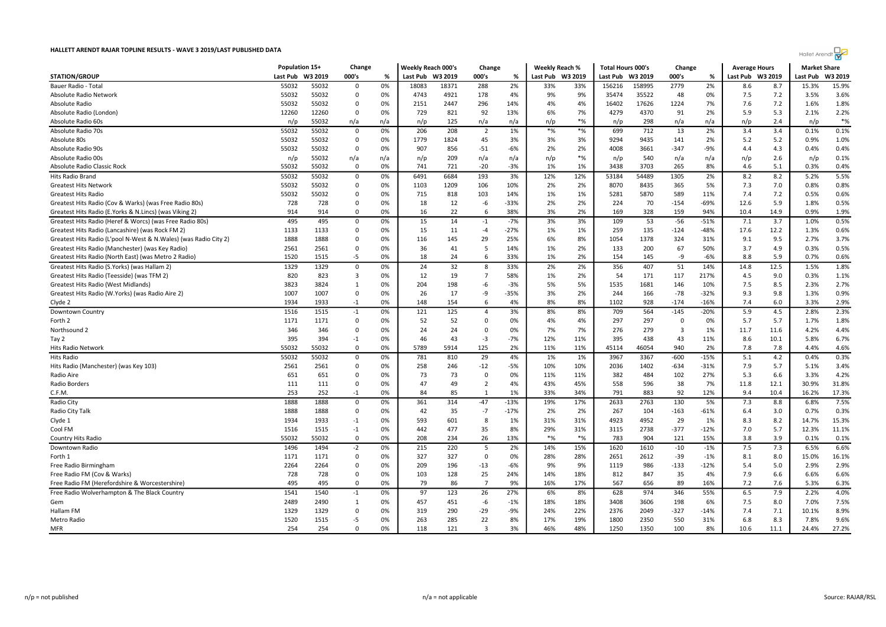# HALLETT ARENDT RAJAR TOPLINE RESULTS - WAVE 3 2019/LAST PUBLISHED DATA

| STATION/GROUP | Population 15+ | | Change | | Weekly Reach 000's | | Change | | Weekly Reach % | | Total Hours 000's | | Change | | Average Hours | | Market Share | |
|---|---|---|---|---|---|---|---|---|---|---|---|---|---|---|---|---|---|---|
| | Last Pub | W3 2019 | 000's | % | Last Pub | W3 2019 | 000's | % | Last Pub | W3 2019 | Last Pub | W3 2019 | 000's | % | Last Pub | W3 2019 | Last Pub | W3 2019 |
| Bauer Radio - Total | 55032 | 55032 | 0 | 0% | 18083 | 18371 | 288 | 2% | 33% | 33% | 156216 | 158995 | 2779 | 2% | 8.6 | 8.7 | 15.3% | 15.9% |
| Absolute Radio Network | 55032 | 55032 | 0 | 0% | 4743 | 4921 | 178 | 4% | 9% | 9% | 35474 | 35522 | 48 | 0% | 7.5 | 7.2 | 3.5% | 3.6% |
| Absolute Radio | 55032 | 55032 | 0 | 0% | 2151 | 2447 | 296 | 14% | 4% | 4% | 16402 | 17626 | 1224 | 7% | 7.6 | 7.2 | 1.6% | 1.8% |
| Absolute Radio (London) | 12260 | 12260 | 0 | 0% | 729 | 821 | 92 | 13% | 6% | 7% | 4279 | 4370 | 91 | 2% | 5.9 | 5.3 | 2.1% | 2.2% |
| Absolute Radio 60s | n/p | 55032 | n/a | n/a | n/p | 125 | n/a | n/a | n/p | *% | n/p | 298 | n/a | n/a | n/p | 2.4 | n/p | *% |
| Absolute Radio 70s | 55032 | 55032 | 0 | 0% | 206 | 208 | 2 | 1% | *% | *% | 699 | 712 | 13 | 2% | 3.4 | 3.4 | 0.1% | 0.1% |
| Absolute 80s | 55032 | 55032 | 0 | 0% | 1779 | 1824 | 45 | 3% | 3% | 3% | 9294 | 9435 | 141 | 2% | 5.2 | 5.2 | 0.9% | 1.0% |
| Absolute Radio 90s | 55032 | 55032 | 0 | 0% | 907 | 856 | -51 | -6% | 2% | 2% | 4008 | 3661 | -347 | -9% | 4.4 | 4.3 | 0.4% | 0.4% |
| Absolute Radio 00s | n/p | 55032 | n/a | n/a | n/p | 209 | n/a | n/a | n/p | *% | n/p | 540 | n/a | n/a | n/p | 2.6 | n/p | 0.1% |
| Absolute Radio Classic Rock | 55032 | 55032 | 0 | 0% | 741 | 721 | -20 | -3% | 1% | 1% | 3438 | 3703 | 265 | 8% | 4.6 | 5.1 | 0.3% | 0.4% |
| Hits Radio Brand | 55032 | 55032 | 0 | 0% | 6491 | 6684 | 193 | 3% | 12% | 12% | 53184 | 54489 | 1305 | 2% | 8.2 | 8.2 | 5.2% | 5.5% |
| Greatest Hits Network | 55032 | 55032 | 0 | 0% | 1103 | 1209 | 106 | 10% | 2% | 2% | 8070 | 8435 | 365 | 5% | 7.3 | 7.0 | 0.8% | 0.8% |
| Greatest Hits Radio | 55032 | 55032 | 0 | 0% | 715 | 818 | 103 | 14% | 1% | 1% | 5281 | 5870 | 589 | 11% | 7.4 | 7.2 | 0.5% | 0.6% |
| Greatest Hits Radio (Cov & Warks) (was Free Radio 80s) | 728 | 728 | 0 | 0% | 18 | 12 | -6 | -33% | 2% | 2% | 224 | 70 | -154 | -69% | 12.6 | 5.9 | 1.8% | 0.5% |
| Greatest Hits Radio (E.Yorks & N.Lincs) (was Viking 2) | 914 | 914 | 0 | 0% | 16 | 22 | 6 | 38% | 3% | 2% | 169 | 328 | 159 | 94% | 10.4 | 14.9 | 0.9% | 1.9% |
| Greatest Hits Radio (Heref & Worcs) (was Free Radio 80s) | 495 | 495 | 0 | 0% | 15 | 14 | -1 | -7% | 3% | 3% | 109 | 53 | -56 | -51% | 7.1 | 3.7 | 1.0% | 0.5% |
| Greatest Hits Radio (Lancashire) (was Rock FM 2) | 1133 | 1133 | 0 | 0% | 15 | 11 | -4 | -27% | 1% | 1% | 259 | 135 | -124 | -48% | 17.6 | 12.2 | 1.3% | 0.6% |
| Greatest Hits Radio (L'pool N-West & N.Wales) (was Radio City 2) | 1888 | 1888 | 0 | 0% | 116 | 145 | 29 | 25% | 6% | 8% | 1054 | 1378 | 324 | 31% | 9.1 | 9.5 | 2.7% | 3.7% |
| Greatest Hits Radio (Manchester) (was Key Radio) | 2561 | 2561 | 0 | 0% | 36 | 41 | 5 | 14% | 1% | 2% | 133 | 200 | 67 | 50% | 3.7 | 4.9 | 0.3% | 0.5% |
| Greatest Hits Radio (North East) (was Metro 2 Radio) | 1520 | 1515 | -5 | 0% | 18 | 24 | 6 | 33% | 1% | 2% | 154 | 145 | -9 | -6% | 8.8 | 5.9 | 0.7% | 0.6% |
| Greatest Hits Radio (S.Yorks) (was Hallam 2) | 1329 | 1329 | 0 | 0% | 24 | 32 | 8 | 33% | 2% | 2% | 356 | 407 | 51 | 14% | 14.8 | 12.5 | 1.5% | 1.8% |
| Greatest Hits Radio (Teesside) (was TFM 2) | 820 | 823 | 3 | 0% | 12 | 19 | 7 | 58% | 1% | 2% | 54 | 171 | 117 | 217% | 4.5 | 9.0 | 0.3% | 1.1% |
| Greatest Hits Radio (West Midlands) | 3823 | 3824 | 1 | 0% | 204 | 198 | -6 | -3% | 5% | 5% | 1535 | 1681 | 146 | 10% | 7.5 | 8.5 | 2.3% | 2.7% |
| Greatest Hits Radio (W.Yorks) (was Radio Aire 2) | 1007 | 1007 | 0 | 0% | 26 | 17 | -9 | -35% | 3% | 2% | 244 | 166 | -78 | -32% | 9.3 | 9.8 | 1.3% | 0.9% |
| Clyde 2 | 1934 | 1933 | -1 | 0% | 148 | 154 | 6 | 4% | 8% | 8% | 1102 | 928 | -174 | -16% | 7.4 | 6.0 | 3.3% | 2.9% |
| Downtown Country | 1516 | 1515 | -1 | 0% | 121 | 125 | 4 | 3% | 8% | 8% | 709 | 564 | -145 | -20% | 5.9 | 4.5 | 2.8% | 2.3% |
| Forth 2 | 1171 | 1171 | 0 | 0% | 52 | 52 | 0 | 0% | 4% | 4% | 297 | 297 | 0 | 0% | 5.7 | 5.7 | 1.7% | 1.8% |
| Northsound 2 | 346 | 346 | 0 | 0% | 24 | 24 | 0 | 0% | 7% | 7% | 276 | 279 | 3 | 1% | 11.7 | 11.6 | 4.2% | 4.4% |
| Tay 2 | 395 | 394 | -1 | 0% | 46 | 43 | -3 | -7% | 12% | 11% | 395 | 438 | 43 | 11% | 8.6 | 10.1 | 5.8% | 6.7% |
| Hits Radio Network | 55032 | 55032 | 0 | 0% | 5789 | 5914 | 125 | 2% | 11% | 11% | 45114 | 46054 | 940 | 2% | 7.8 | 7.8 | 4.4% | 4.6% |
| Hits Radio | 55032 | 55032 | 0 | 0% | 781 | 810 | 29 | 4% | 1% | 1% | 3967 | 3367 | -600 | -15% | 5.1 | 4.2 | 0.4% | 0.3% |
| Hits Radio (Manchester) (was Key 103) | 2561 | 2561 | 0 | 0% | 258 | 246 | -12 | -5% | 10% | 10% | 2036 | 1402 | -634 | -31% | 7.9 | 5.7 | 5.1% | 3.4% |
| Radio Aire | 651 | 651 | 0 | 0% | 73 | 73 | 0 | 0% | 11% | 11% | 382 | 484 | 102 | 27% | 5.3 | 6.6 | 3.3% | 4.2% |
| Radio Borders | 111 | 111 | 0 | 0% | 47 | 49 | 2 | 4% | 43% | 45% | 558 | 596 | 38 | 7% | 11.8 | 12.1 | 30.9% | 31.8% |
| C.F.M. | 253 | 252 | -1 | 0% | 84 | 85 | 1 | 1% | 33% | 34% | 791 | 883 | 92 | 12% | 9.4 | 10.4 | 16.2% | 17.3% |
| Radio City | 1888 | 1888 | 0 | 0% | 361 | 314 | -47 | -13% | 19% | 17% | 2633 | 2763 | 130 | 5% | 7.3 | 8.8 | 6.8% | 7.5% |
| Radio City Talk | 1888 | 1888 | 0 | 0% | 42 | 35 | -7 | -17% | 2% | 2% | 267 | 104 | -163 | -61% | 6.4 | 3.0 | 0.7% | 0.3% |
| Clyde 1 | 1934 | 1933 | -1 | 0% | 593 | 601 | 8 | 1% | 31% | 31% | 4923 | 4952 | 29 | 1% | 8.3 | 8.2 | 14.7% | 15.3% |
| Cool FM | 1516 | 1515 | -1 | 0% | 442 | 477 | 35 | 8% | 29% | 31% | 3115 | 2738 | -377 | -12% | 7.0 | 5.7 | 12.3% | 11.1% |
| Country Hits Radio | 55032 | 55032 | 0 | 0% | 208 | 234 | 26 | 13% | *% | *% | 783 | 904 | 121 | 15% | 3.8 | 3.9 | 0.1% | 0.1% |
| Downtown Radio | 1496 | 1494 | -2 | 0% | 215 | 220 | 5 | 2% | 14% | 15% | 1620 | 1610 | -10 | -1% | 7.5 | 7.3 | 6.5% | 6.6% |
| Forth 1 | 1171 | 1171 | 0 | 0% | 327 | 327 | 0 | 0% | 28% | 28% | 2651 | 2612 | -39 | -1% | 8.1 | 8.0 | 15.0% | 16.1% |
| Free Radio Birmingham | 2264 | 2264 | 0 | 0% | 209 | 196 | -13 | -6% | 9% | 9% | 1119 | 986 | -133 | -12% | 5.4 | 5.0 | 2.9% | 2.9% |
| Free Radio FM (Cov & Warks) | 728 | 728 | 0 | 0% | 103 | 128 | 25 | 24% | 14% | 18% | 812 | 847 | 35 | 4% | 7.9 | 6.6 | 6.6% | 6.6% |
| Free Radio FM (Herefordshire & Worcestershire) | 495 | 495 | 0 | 0% | 79 | 86 | 7 | 9% | 16% | 17% | 567 | 656 | 89 | 16% | 7.2 | 7.6 | 5.3% | 6.3% |
| Free Radio Wolverhampton & The Black Country | 1541 | 1540 | -1 | 0% | 97 | 123 | 26 | 27% | 6% | 8% | 628 | 974 | 346 | 55% | 6.5 | 7.9 | 2.2% | 4.0% |
| Gem | 2489 | 2490 | 1 | 0% | 457 | 451 | -6 | -1% | 18% | 18% | 3408 | 3606 | 198 | 6% | 7.5 | 8.0 | 7.0% | 7.5% |
| Hallam FM | 1329 | 1329 | 0 | 0% | 319 | 290 | -29 | -9% | 24% | 22% | 2376 | 2049 | -327 | -14% | 7.4 | 7.1 | 10.1% | 8.9% |
| Metro Radio | 1520 | 1515 | -5 | 0% | 263 | 285 | 22 | 8% | 17% | 19% | 1800 | 2350 | 550 | 31% | 6.8 | 8.3 | 7.8% | 9.6% |
| MFR | 254 | 254 | 0 | 0% | 118 | 121 | 3 | 3% | 46% | 48% | 1250 | 1350 | 100 | 8% | 10.6 | 11.1 | 24.4% | 27.2% |

n/p = not published

n/a = not applicable

Source: RAJAR/RSL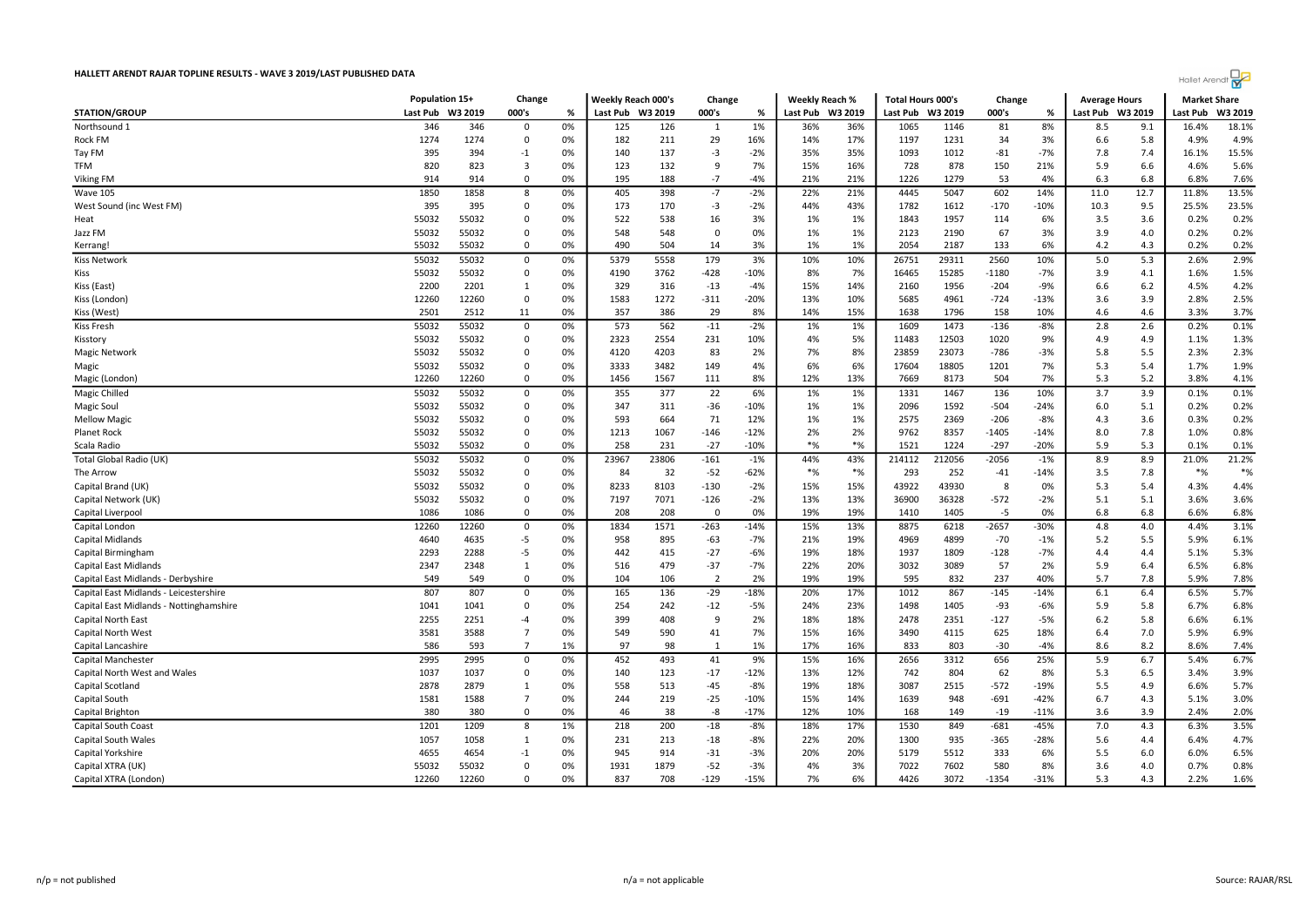# HALLETT ARENDT RAJAR TOPLINE RESULTS - WAVE 3 2019/LAST PUBLISHED DATA

| STATION/GROUP | Population 15+ | | Change | | Weekly Reach 000's | | Change | | Weekly Reach % | | Total Hours 000's | | Change | | Average Hours | | Market Share | |
|---|---|---|---|---|---|---|---|---|---|---|---|---|---|---|---|---|---|---|
| | Last Pub | W3 2019 | 000's | % | Last Pub | W3 2019 | 000's | % | Last Pub | W3 2019 | Last Pub | W3 2019 | 000's | % | Last Pub | W3 2019 | Last Pub | W3 2019 |
| Northsound 1 | 346 | 346 | 0 | 0% | 125 | 126 | 1 | 1% | 36% | 36% | 1065 | 1146 | 81 | 8% | 8.5 | 9.1 | 16.4% | 18.1% |
| Rock FM | 1274 | 1274 | 0 | 0% | 182 | 211 | 29 | 16% | 14% | 17% | 1197 | 1231 | 34 | 3% | 6.6 | 5.8 | 4.9% | 4.9% |
| Tay FM | 395 | 394 | -1 | 0% | 140 | 137 | -3 | -2% | 35% | 35% | 1093 | 1012 | -81 | -7% | 7.8 | 7.4 | 16.1% | 15.5% |
| TFM | 820 | 823 | 3 | 0% | 123 | 132 | 9 | 7% | 15% | 16% | 728 | 878 | 150 | 21% | 5.9 | 6.6 | 4.6% | 5.6% |
| Viking FM | 914 | 914 | 0 | 0% | 195 | 188 | -7 | -4% | 21% | 21% | 1226 | 1279 | 53 | 4% | 6.3 | 6.8 | 6.8% | 7.6% |
| Wave 105 | 1850 | 1858 | 8 | 0% | 405 | 398 | -7 | -2% | 22% | 21% | 4445 | 5047 | 602 | 14% | 11.0 | 12.7 | 11.8% | 13.5% |
| West Sound (inc West FM) | 395 | 395 | 0 | 0% | 173 | 170 | -3 | -2% | 44% | 43% | 1782 | 1612 | -170 | -10% | 10.3 | 9.5 | 25.5% | 23.5% |
| Heat | 55032 | 55032 | 0 | 0% | 522 | 538 | 16 | 3% | 1% | 1% | 1843 | 1957 | 114 | 6% | 3.5 | 3.6 | 0.2% | 0.2% |
| Jazz FM | 55032 | 55032 | 0 | 0% | 548 | 548 | 0 | 0% | 1% | 1% | 2123 | 2190 | 67 | 3% | 3.9 | 4.0 | 0.2% | 0.2% |
| Kerrang! | 55032 | 55032 | 0 | 0% | 490 | 504 | 14 | 3% | 1% | 1% | 2054 | 2187 | 133 | 6% | 4.2 | 4.3 | 0.2% | 0.2% |
| Kiss Network | 55032 | 55032 | 0 | 0% | 5379 | 5558 | 179 | 3% | 10% | 10% | 26751 | 29311 | 2560 | 10% | 5.0 | 5.3 | 2.6% | 2.9% |
| Kiss | 55032 | 55032 | 0 | 0% | 4190 | 3762 | -428 | -10% | 8% | 7% | 16465 | 15285 | -1180 | -7% | 3.9 | 4.1 | 1.6% | 1.5% |
| Kiss (East) | 2200 | 2201 | 1 | 0% | 329 | 316 | -13 | -4% | 15% | 14% | 2160 | 1956 | -204 | -9% | 6.6 | 6.2 | 4.5% | 4.2% |
| Kiss (London) | 12260 | 12260 | 0 | 0% | 1583 | 1272 | -311 | -20% | 13% | 10% | 5685 | 4961 | -724 | -13% | 3.6 | 3.9 | 2.8% | 2.5% |
| Kiss (West) | 2501 | 2512 | 11 | 0% | 357 | 386 | 29 | 8% | 14% | 15% | 1638 | 1796 | 158 | 10% | 4.6 | 4.6 | 3.3% | 3.7% |
| Kiss Fresh | 55032 | 55032 | 0 | 0% | 573 | 562 | -11 | -2% | 1% | 1% | 1609 | 1473 | -136 | -8% | 2.8 | 2.6 | 0.2% | 0.1% |
| Kisstory | 55032 | 55032 | 0 | 0% | 2323 | 2554 | 231 | 10% | 4% | 5% | 11483 | 12503 | 1020 | 9% | 4.9 | 4.9 | 1.1% | 1.3% |
| Magic Network | 55032 | 55032 | 0 | 0% | 4120 | 4203 | 83 | 2% | 7% | 8% | 23859 | 23073 | -786 | -3% | 5.8 | 5.5 | 2.3% | 2.3% |
| Magic | 55032 | 55032 | 0 | 0% | 3333 | 3482 | 149 | 4% | 6% | 6% | 17604 | 18805 | 1201 | 7% | 5.3 | 5.4 | 1.7% | 1.9% |
| Magic (London) | 12260 | 12260 | 0 | 0% | 1456 | 1567 | 111 | 8% | 12% | 13% | 7669 | 8173 | 504 | 7% | 5.3 | 5.2 | 3.8% | 4.1% |
| Magic Chilled | 55032 | 55032 | 0 | 0% | 355 | 377 | 22 | 6% | 1% | 1% | 1331 | 1467 | 136 | 10% | 3.7 | 3.9 | 0.1% | 0.1% |
| Magic Soul | 55032 | 55032 | 0 | 0% | 347 | 311 | -36 | -10% | 1% | 1% | 2096 | 1592 | -504 | -24% | 6.0 | 5.1 | 0.2% | 0.2% |
| Mellow Magic | 55032 | 55032 | 0 | 0% | 593 | 664 | 71 | 12% | 1% | 1% | 2575 | 2369 | -206 | -8% | 4.3 | 3.6 | 0.3% | 0.2% |
| Planet Rock | 55032 | 55032 | 0 | 0% | 1213 | 1067 | -146 | -12% | 2% | 2% | 9762 | 8357 | -1405 | -14% | 8.0 | 7.8 | 1.0% | 0.8% |
| Scala Radio | 55032 | 55032 | 0 | 0% | 258 | 231 | -27 | -10% | *% | *% | 1521 | 1224 | -297 | -20% | 5.9 | 5.3 | 0.1% | 0.1% |
| Total Global Radio (UK) | 55032 | 55032 | 0 | 0% | 23967 | 23806 | -161 | -1% | 44% | 43% | 214112 | 212056 | -2056 | -1% | 8.9 | 8.9 | 21.0% | 21.2% |
| The Arrow | 55032 | 55032 | 0 | 0% | 84 | 32 | -52 | -62% | *% | *% | 293 | 252 | -41 | -14% | 3.5 | 7.8 | *% | *% |
| Capital Brand (UK) | 55032 | 55032 | 0 | 0% | 8233 | 8103 | -130 | -2% | 15% | 15% | 43922 | 43930 | 8 | 0% | 5.3 | 5.4 | 4.3% | 4.4% |
| Capital Network (UK) | 55032 | 55032 | 0 | 0% | 7197 | 7071 | -126 | -2% | 13% | 13% | 36900 | 36328 | -572 | -2% | 5.1 | 5.1 | 3.6% | 3.6% |
| Capital Liverpool | 1086 | 1086 | 0 | 0% | 208 | 208 | 0 | 0% | 19% | 19% | 1410 | 1405 | -5 | 0% | 6.8 | 6.8 | 6.6% | 6.8% |
| Capital London | 12260 | 12260 | 0 | 0% | 1834 | 1571 | -263 | -14% | 15% | 13% | 8875 | 6218 | -2657 | -30% | 4.8 | 4.0 | 4.4% | 3.1% |
| Capital Midlands | 4640 | 4635 | -5 | 0% | 958 | 895 | -63 | -7% | 21% | 19% | 4969 | 4899 | -70 | -1% | 5.2 | 5.5 | 5.9% | 6.1% |
| Capital Birmingham | 2293 | 2288 | -5 | 0% | 442 | 415 | -27 | -6% | 19% | 18% | 1937 | 1809 | -128 | -7% | 4.4 | 4.4 | 5.1% | 5.3% |
| Capital East Midlands | 2347 | 2348 | 1 | 0% | 516 | 479 | -37 | -7% | 22% | 20% | 3032 | 3089 | 57 | 2% | 5.9 | 6.4 | 6.5% | 6.8% |
| Capital East Midlands - Derbyshire | 549 | 549 | 0 | 0% | 104 | 106 | 2 | 2% | 19% | 19% | 595 | 832 | 237 | 40% | 5.7 | 7.8 | 5.9% | 7.8% |
| Capital East Midlands - Leicestershire | 807 | 807 | 0 | 0% | 165 | 136 | -29 | -18% | 20% | 17% | 1012 | 867 | -145 | -14% | 6.1 | 6.4 | 6.5% | 5.7% |
| Capital East Midlands - Nottinghamshire | 1041 | 1041 | 0 | 0% | 254 | 242 | -12 | -5% | 24% | 23% | 1498 | 1405 | -93 | -6% | 5.9 | 5.8 | 6.7% | 6.8% |
| Capital North East | 2255 | 2251 | -4 | 0% | 399 | 408 | 9 | 2% | 18% | 18% | 2478 | 2351 | -127 | -5% | 6.2 | 5.8 | 6.6% | 6.1% |
| Capital North West | 3581 | 3588 | 7 | 0% | 549 | 590 | 41 | 7% | 15% | 16% | 3490 | 4115 | 625 | 18% | 6.4 | 7.0 | 5.9% | 6.9% |
| Capital Lancashire | 586 | 593 | 7 | 1% | 97 | 98 | 1 | 1% | 17% | 16% | 833 | 803 | -30 | -4% | 8.6 | 8.2 | 8.6% | 7.4% |
| Capital Manchester | 2995 | 2995 | 0 | 0% | 452 | 493 | 41 | 9% | 15% | 16% | 2656 | 3312 | 656 | 25% | 5.9 | 6.7 | 5.4% | 6.7% |
| Capital North West and Wales | 1037 | 1037 | 0 | 0% | 140 | 123 | -17 | -12% | 13% | 12% | 742 | 804 | 62 | 8% | 5.3 | 6.5 | 3.4% | 3.9% |
| Capital Scotland | 2878 | 2879 | 1 | 0% | 558 | 513 | -45 | -8% | 19% | 18% | 3087 | 2515 | -572 | -19% | 5.5 | 4.9 | 6.6% | 5.7% |
| Capital South | 1581 | 1588 | 7 | 0% | 244 | 219 | -25 | -10% | 15% | 14% | 1639 | 948 | -691 | -42% | 6.7 | 4.3 | 5.1% | 3.0% |
| Capital Brighton | 380 | 380 | 0 | 0% | 46 | 38 | -8 | -17% | 12% | 10% | 168 | 149 | -19 | -11% | 3.6 | 3.9 | 2.4% | 2.0% |
| Capital South Coast | 1201 | 1209 | 8 | 1% | 218 | 200 | -18 | -8% | 18% | 17% | 1530 | 849 | -681 | -45% | 7.0 | 4.3 | 6.3% | 3.5% |
| Capital South Wales | 1057 | 1058 | 1 | 0% | 231 | 213 | -18 | -8% | 22% | 20% | 1300 | 935 | -365 | -28% | 5.6 | 4.4 | 6.4% | 4.7% |
| Capital Yorkshire | 4655 | 4654 | -1 | 0% | 945 | 914 | -31 | -3% | 20% | 20% | 5179 | 5512 | 333 | 6% | 5.5 | 6.0 | 6.0% | 6.5% |
| Capital XTRA (UK) | 55032 | 55032 | 0 | 0% | 1931 | 1879 | -52 | -3% | 4% | 3% | 7022 | 7602 | 580 | 8% | 3.6 | 4.0 | 0.7% | 0.8% |
| Capital XTRA (London) | 12260 | 12260 | 0 | 0% | 837 | 708 | -129 | -15% | 7% | 6% | 4426 | 3072 | -1354 | -31% | 5.3 | 4.3 | 2.2% | 1.6% |

n/p = not published　　n/a = not applicable　　Source: RAJAR/RSL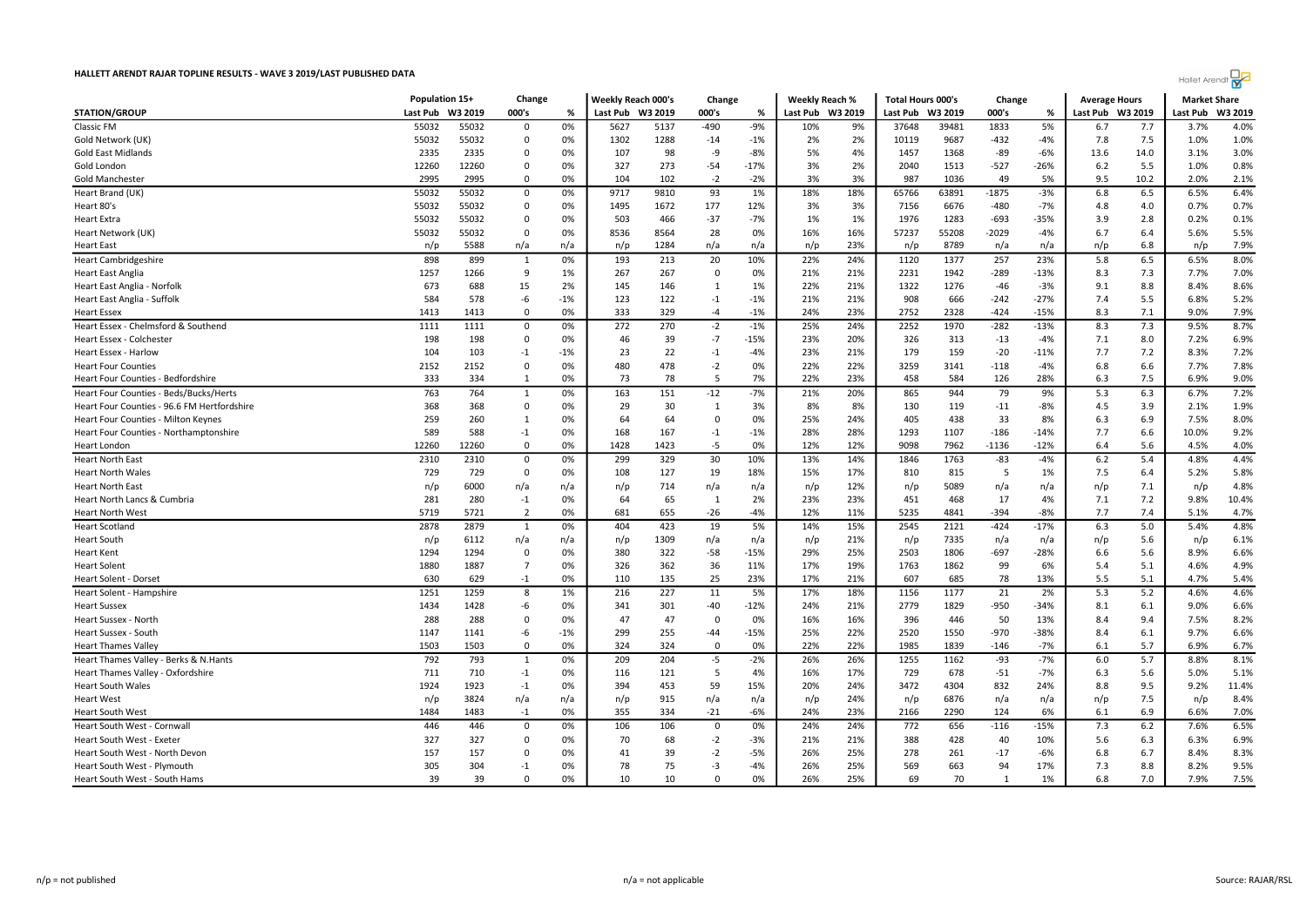# HALLETT ARENDT RAJAR TOPLINE RESULTS - WAVE 3 2019/LAST PUBLISHED DATA

| STATION/GROUP | Population 15+ | | Change | | Weekly Reach 000's | | Change | | Weekly Reach % | | Total Hours 000's | | Change | | Average Hours | | Market Share | |
|---|---|---|---|---|---|---|---|---|---|---|---|---|---|---|---|---|---|---|
| | Last Pub | W3 2019 | 000's | % | Last Pub | W3 2019 | 000's | % | Last Pub | W3 2019 | Last Pub | W3 2019 | 000's | % | Last Pub | W3 2019 | Last Pub | W3 2019 |
| Classic FM | 55032 | 55032 | 0 | 0% | 5627 | 5137 | -490 | -9% | 10% | 9% | 37648 | 39481 | 1833 | 5% | 6.7 | 7.7 | 3.7% | 4.0% |
| Gold Network (UK) | 55032 | 55032 | 0 | 0% | 1302 | 1288 | -14 | -1% | 2% | 2% | 10119 | 9687 | -432 | -4% | 7.8 | 7.5 | 1.0% | 1.0% |
| Gold East Midlands | 2335 | 2335 | 0 | 0% | 107 | 98 | -9 | -8% | 5% | 4% | 1457 | 1368 | -89 | -6% | 13.6 | 14.0 | 3.1% | 3.0% |
| Gold London | 12260 | 12260 | 0 | 0% | 327 | 273 | -54 | -17% | 3% | 2% | 2040 | 1513 | -527 | -26% | 6.2 | 5.5 | 1.0% | 0.8% |
| Gold Manchester | 2995 | 2995 | 0 | 0% | 104 | 102 | -2 | -2% | 3% | 3% | 987 | 1036 | 49 | 5% | 9.5 | 10.2 | 2.0% | 2.1% |
| Heart Brand (UK) | 55032 | 55032 | 0 | 0% | 9717 | 9810 | 93 | 1% | 18% | 18% | 65766 | 63891 | -1875 | -3% | 6.8 | 6.5 | 6.5% | 6.4% |
| Heart 80's | 55032 | 55032 | 0 | 0% | 1495 | 1672 | 177 | 12% | 3% | 3% | 7156 | 6676 | -480 | -7% | 4.8 | 4.0 | 0.7% | 0.7% |
| Heart Extra | 55032 | 55032 | 0 | 0% | 503 | 466 | -37 | -7% | 1% | 1% | 1976 | 1283 | -693 | -35% | 3.9 | 2.8 | 0.2% | 0.1% |
| Heart Network (UK) | 55032 | 55032 | 0 | 0% | 8536 | 8564 | 28 | 0% | 16% | 16% | 57237 | 55208 | -2029 | -4% | 6.7 | 6.4 | 5.6% | 5.5% |
| Heart East | n/p | 5588 | n/a | n/a | n/p | 1284 | n/a | n/a | n/p | 23% | n/p | 8789 | n/a | n/a | n/p | 6.8 | n/p | 7.9% |
| Heart Cambridgeshire | 898 | 899 | 1 | 0% | 193 | 213 | 20 | 10% | 22% | 24% | 1120 | 1377 | 257 | 23% | 5.8 | 6.5 | 6.5% | 8.0% |
| Heart East Anglia | 1257 | 1266 | 9 | 1% | 267 | 267 | 0 | 0% | 21% | 21% | 2231 | 1942 | -289 | -13% | 8.3 | 7.3 | 7.7% | 7.0% |
| Heart East Anglia - Norfolk | 673 | 688 | 15 | 2% | 145 | 146 | 1 | 1% | 22% | 21% | 1322 | 1276 | -46 | -3% | 9.1 | 8.8 | 8.4% | 8.6% |
| Heart East Anglia - Suffolk | 584 | 578 | -6 | -1% | 123 | 122 | -1 | -1% | 21% | 21% | 908 | 666 | -242 | -27% | 7.4 | 5.5 | 6.8% | 5.2% |
| Heart Essex | 1413 | 1413 | 0 | 0% | 333 | 329 | -4 | -1% | 24% | 23% | 2752 | 2328 | -424 | -15% | 8.3 | 7.1 | 9.0% | 7.9% |
| Heart Essex - Chelmsford & Southend | 1111 | 1111 | 0 | 0% | 272 | 270 | -2 | -1% | 25% | 24% | 2252 | 1970 | -282 | -13% | 8.3 | 7.3 | 9.5% | 8.7% |
| Heart Essex - Colchester | 198 | 198 | 0 | 0% | 46 | 39 | -7 | -15% | 23% | 20% | 326 | 313 | -13 | -4% | 7.1 | 8.0 | 7.2% | 6.9% |
| Heart Essex - Harlow | 104 | 103 | -1 | -1% | 23 | 22 | -1 | -4% | 23% | 21% | 179 | 159 | -20 | -11% | 7.7 | 7.2 | 8.3% | 7.2% |
| Heart Four Counties | 2152 | 2152 | 0 | 0% | 480 | 478 | -2 | 0% | 22% | 22% | 3259 | 3141 | -118 | -4% | 6.8 | 6.6 | 7.7% | 7.8% |
| Heart Four Counties - Bedfordshire | 333 | 334 | 1 | 0% | 73 | 78 | 5 | 7% | 22% | 23% | 458 | 584 | 126 | 28% | 6.3 | 7.5 | 6.9% | 9.0% |
| Heart Four Counties - Beds/Bucks/Herts | 763 | 764 | 1 | 0% | 163 | 151 | -12 | -7% | 21% | 20% | 865 | 944 | 79 | 9% | 5.3 | 6.3 | 6.7% | 7.2% |
| Heart Four Counties - 96.6 FM Hertfordshire | 368 | 368 | 0 | 0% | 29 | 30 | 1 | 3% | 8% | 8% | 130 | 119 | -11 | -8% | 4.5 | 3.9 | 2.1% | 1.9% |
| Heart Four Counties - Milton Keynes | 259 | 260 | 1 | 0% | 64 | 64 | 0 | 0% | 25% | 24% | 405 | 438 | 33 | 8% | 6.3 | 6.9 | 7.5% | 8.0% |
| Heart Four Counties - Northamptonshire | 589 | 588 | -1 | 0% | 168 | 167 | -1 | -1% | 28% | 28% | 1293 | 1107 | -186 | -14% | 7.7 | 6.6 | 10.0% | 9.2% |
| Heart London | 12260 | 12260 | 0 | 0% | 1428 | 1423 | -5 | 0% | 12% | 12% | 9098 | 7962 | -1136 | -12% | 6.4 | 5.6 | 4.5% | 4.0% |
| Heart North East | 2310 | 2310 | 0 | 0% | 299 | 329 | 30 | 10% | 13% | 14% | 1846 | 1763 | -83 | -4% | 6.2 | 5.4 | 4.8% | 4.4% |
| Heart North Wales | 729 | 729 | 0 | 0% | 108 | 127 | 19 | 18% | 15% | 17% | 810 | 815 | 5 | 1% | 7.5 | 6.4 | 5.2% | 5.8% |
| Heart North East | n/p | 6000 | n/a | n/a | n/p | 714 | n/a | n/a | n/p | 12% | n/p | 5089 | n/a | n/a | n/p | 7.1 | n/p | 4.8% |
| Heart North Lancs & Cumbria | 281 | 280 | -1 | 0% | 64 | 65 | 1 | 2% | 23% | 23% | 451 | 468 | 17 | 4% | 7.1 | 7.2 | 9.8% | 10.4% |
| Heart North West | 5719 | 5721 | 2 | 0% | 681 | 655 | -26 | -4% | 12% | 11% | 5235 | 4841 | -394 | -8% | 7.7 | 7.4 | 5.1% | 4.7% |
| Heart Scotland | 2878 | 2879 | 1 | 0% | 404 | 423 | 19 | 5% | 14% | 15% | 2545 | 2121 | -424 | -17% | 6.3 | 5.0 | 5.4% | 4.8% |
| Heart South | n/p | 6112 | n/a | n/a | n/p | 1309 | n/a | n/a | n/p | 21% | n/p | 7335 | n/a | n/a | n/p | 5.6 | n/p | 6.1% |
| Heart Kent | 1294 | 1294 | 0 | 0% | 380 | 322 | -58 | -15% | 29% | 25% | 2503 | 1806 | -697 | -28% | 6.6 | 5.6 | 8.9% | 6.6% |
| Heart Solent | 1880 | 1887 | 7 | 0% | 326 | 362 | 36 | 11% | 17% | 19% | 1763 | 1862 | 99 | 6% | 5.4 | 5.1 | 4.6% | 4.9% |
| Heart Solent - Dorset | 630 | 629 | -1 | 0% | 110 | 135 | 25 | 23% | 17% | 21% | 607 | 685 | 78 | 13% | 5.5 | 5.1 | 4.7% | 5.4% |
| Heart Solent - Hampshire | 1251 | 1259 | 8 | 1% | 216 | 227 | 11 | 5% | 17% | 18% | 1156 | 1177 | 21 | 2% | 5.3 | 5.2 | 4.6% | 4.6% |
| Heart Sussex | 1434 | 1428 | -6 | 0% | 341 | 301 | -40 | -12% | 24% | 21% | 2779 | 1829 | -950 | -34% | 8.1 | 6.1 | 9.0% | 6.6% |
| Heart Sussex - North | 288 | 288 | 0 | 0% | 47 | 47 | 0 | 0% | 16% | 16% | 396 | 446 | 50 | 13% | 8.4 | 9.4 | 7.5% | 8.2% |
| Heart Sussex - South | 1147 | 1141 | -6 | -1% | 299 | 255 | -44 | -15% | 25% | 22% | 2520 | 1550 | -970 | -38% | 8.4 | 6.1 | 9.7% | 6.6% |
| Heart Thames Valley | 1503 | 1503 | 0 | 0% | 324 | 324 | 0 | 0% | 22% | 22% | 1985 | 1839 | -146 | -7% | 6.1 | 5.7 | 6.9% | 6.7% |
| Heart Thames Valley - Berks & N.Hants | 792 | 793 | 1 | 0% | 209 | 204 | -5 | -2% | 26% | 26% | 1255 | 1162 | -93 | -7% | 6.0 | 5.7 | 8.8% | 8.1% |
| Heart Thames Valley - Oxfordshire | 711 | 710 | -1 | 0% | 116 | 121 | 5 | 4% | 16% | 17% | 729 | 678 | -51 | -7% | 6.3 | 5.6 | 5.0% | 5.1% |
| Heart South Wales | 1924 | 1923 | -1 | 0% | 394 | 453 | 59 | 15% | 20% | 24% | 3472 | 4304 | 832 | 24% | 8.8 | 9.5 | 9.2% | 11.4% |
| Heart West | n/p | 3824 | n/a | n/a | n/p | 915 | n/a | n/a | n/p | 24% | n/p | 6876 | n/a | n/a | n/p | 7.5 | n/p | 8.4% |
| Heart South West | 1484 | 1483 | -1 | 0% | 355 | 334 | -21 | -6% | 24% | 23% | 2166 | 2290 | 124 | 6% | 6.1 | 6.9 | 6.6% | 7.0% |
| Heart South West - Cornwall | 446 | 446 | 0 | 0% | 106 | 106 | 0 | 0% | 24% | 24% | 772 | 656 | -116 | -15% | 7.3 | 6.2 | 7.6% | 6.5% |
| Heart South West - Exeter | 327 | 327 | 0 | 0% | 70 | 68 | -2 | -3% | 21% | 21% | 388 | 428 | 40 | 10% | 5.6 | 6.3 | 6.3% | 6.9% |
| Heart South West - North Devon | 157 | 157 | 0 | 0% | 41 | 39 | -2 | -5% | 26% | 25% | 278 | 261 | -17 | -6% | 6.8 | 6.7 | 8.4% | 8.3% |
| Heart South West - Plymouth | 305 | 304 | -1 | 0% | 78 | 75 | -3 | -4% | 26% | 25% | 569 | 663 | 94 | 17% | 7.3 | 8.8 | 8.2% | 9.5% |
| Heart South West - South Hams | 39 | 39 | 0 | 0% | 10 | 10 | 0 | 0% | 26% | 25% | 69 | 70 | 1 | 1% | 6.8 | 7.0 | 7.9% | 7.5% |

n/p = not published

n/a = not applicable

Source: RAJAR/RSL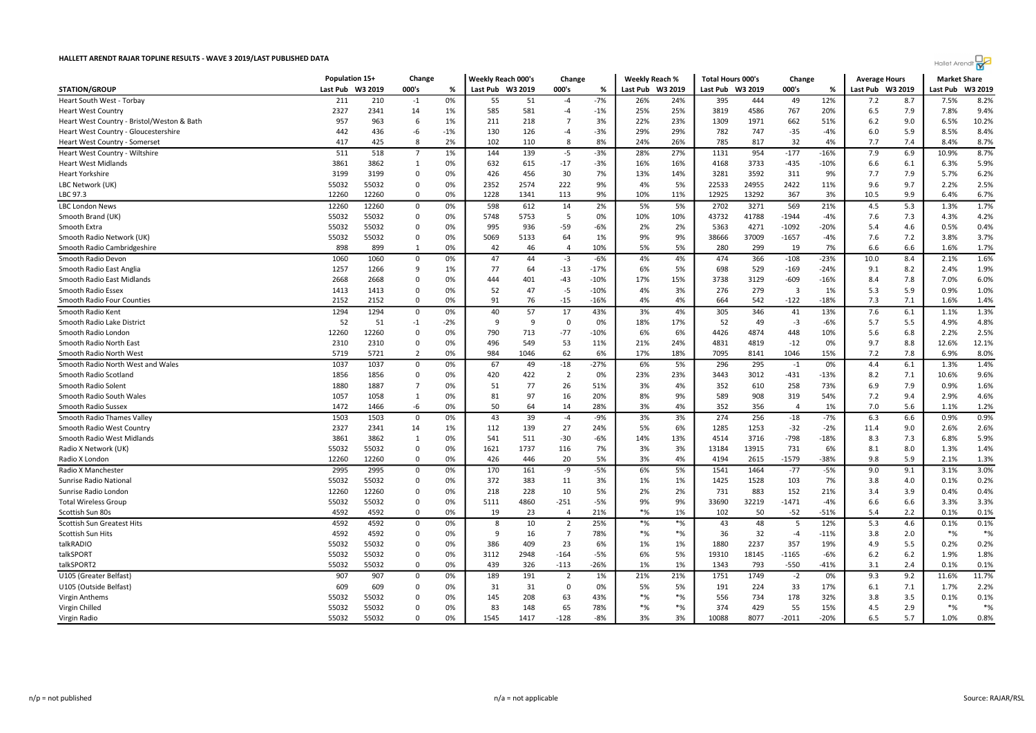# HALLETT ARENDT RAJAR TOPLINE RESULTS - WAVE 3 2019/LAST PUBLISHED DATA

| STATION/GROUP | Population 15+ | | Change | | Weekly Reach 000's | | Change | | Weekly Reach % | | Total Hours 000's | | Change | | Average Hours | | Market Share | |
|---|---|---|---|---|---|---|---|---|---|---|---|---|---|---|---|---|---|---|
| | Last Pub | W3 2019 | 000's | % | Last Pub | W3 2019 | 000's | % | Last Pub | W3 2019 | Last Pub | W3 2019 | 000's | % | Last Pub | W3 2019 | Last Pub | W3 2019 |
| Heart South West - Torbay | 211 | 210 | -1 | 0% | 55 | 51 | -4 | -7% | 26% | 24% | 395 | 444 | 49 | 12% | 7.2 | 8.7 | 7.5% | 8.2% |
| Heart West Country | 2327 | 2341 | 14 | 1% | 585 | 581 | -4 | -1% | 25% | 25% | 3819 | 4586 | 767 | 20% | 6.5 | 7.9 | 7.8% | 9.4% |
| Heart West Country - Bristol/Weston & Bath | 957 | 963 | 6 | 1% | 211 | 218 | 7 | 3% | 22% | 23% | 1309 | 1971 | 662 | 51% | 6.2 | 9.0 | 6.5% | 10.2% |
| Heart West Country - Gloucestershire | 442 | 436 | -6 | -1% | 130 | 126 | -4 | -3% | 29% | 29% | 782 | 747 | -35 | -4% | 6.0 | 5.9 | 8.5% | 8.4% |
| Heart West Country - Somerset | 417 | 425 | 8 | 2% | 102 | 110 | 8 | 8% | 24% | 26% | 785 | 817 | 32 | 4% | 7.7 | 7.4 | 8.4% | 8.7% |
| Heart West Country - Wiltshire | 511 | 518 | 7 | 1% | 144 | 139 | -5 | -3% | 28% | 27% | 1131 | 954 | -177 | -16% | 7.9 | 6.9 | 10.9% | 8.7% |
| Heart West Midlands | 3861 | 3862 | 1 | 0% | 632 | 615 | -17 | -3% | 16% | 16% | 4168 | 3733 | -435 | -10% | 6.6 | 6.1 | 6.3% | 5.9% |
| Heart Yorkshire | 3199 | 3199 | 0 | 0% | 426 | 456 | 30 | 7% | 13% | 14% | 3281 | 3592 | 311 | 9% | 7.7 | 7.9 | 5.7% | 6.2% |
| LBC Network (UK) | 55032 | 55032 | 0 | 0% | 2352 | 2574 | 222 | 9% | 4% | 5% | 22533 | 24955 | 2422 | 11% | 9.6 | 9.7 | 2.2% | 2.5% |
| LBC 97.3 | 12260 | 12260 | 0 | 0% | 1228 | 1341 | 113 | 9% | 10% | 11% | 12925 | 13292 | 367 | 3% | 10.5 | 9.9 | 6.4% | 6.7% |
| LBC London News | 12260 | 12260 | 0 | 0% | 598 | 612 | 14 | 2% | 5% | 5% | 2702 | 3271 | 569 | 21% | 4.5 | 5.3 | 1.3% | 1.7% |
| Smooth Brand (UK) | 55032 | 55032 | 0 | 0% | 5748 | 5753 | 5 | 0% | 10% | 10% | 43732 | 41788 | -1944 | -4% | 7.6 | 7.3 | 4.3% | 4.2% |
| Smooth Extra | 55032 | 55032 | 0 | 0% | 995 | 936 | -59 | -6% | 2% | 2% | 5363 | 4271 | -1092 | -20% | 5.4 | 4.6 | 0.5% | 0.4% |
| Smooth Radio Network (UK) | 55032 | 55032 | 0 | 0% | 5069 | 5133 | 64 | 1% | 9% | 9% | 38666 | 37009 | -1657 | -4% | 7.6 | 7.2 | 3.8% | 3.7% |
| Smooth Radio Cambridgeshire | 898 | 899 | 1 | 0% | 42 | 46 | 4 | 10% | 5% | 5% | 280 | 299 | 19 | 7% | 6.6 | 6.6 | 1.6% | 1.7% |
| Smooth Radio Devon | 1060 | 1060 | 0 | 0% | 47 | 44 | -3 | -6% | 4% | 4% | 474 | 366 | -108 | -23% | 10.0 | 8.4 | 2.1% | 1.6% |
| Smooth Radio East Anglia | 1257 | 1266 | 9 | 1% | 77 | 64 | -13 | -17% | 6% | 5% | 698 | 529 | -169 | -24% | 9.1 | 8.2 | 2.4% | 1.9% |
| Smooth Radio East Midlands | 2668 | 2668 | 0 | 0% | 444 | 401 | -43 | -10% | 17% | 15% | 3738 | 3129 | -609 | -16% | 8.4 | 7.8 | 7.0% | 6.0% |
| Smooth Radio Essex | 1413 | 1413 | 0 | 0% | 52 | 47 | -5 | -10% | 4% | 3% | 276 | 279 | 3 | 1% | 5.3 | 5.9 | 0.9% | 1.0% |
| Smooth Radio Four Counties | 2152 | 2152 | 0 | 0% | 91 | 76 | -15 | -16% | 4% | 4% | 664 | 542 | -122 | -18% | 7.3 | 7.1 | 1.6% | 1.4% |
| Smooth Radio Kent | 1294 | 1294 | 0 | 0% | 40 | 57 | 17 | 43% | 3% | 4% | 305 | 346 | 41 | 13% | 7.6 | 6.1 | 1.1% | 1.3% |
| Smooth Radio Lake District | 52 | 51 | -1 | -2% | 9 | 9 | 0 | 0% | 18% | 17% | 52 | 49 | -3 | -6% | 5.7 | 5.5 | 4.9% | 4.8% |
| Smooth Radio London | 12260 | 12260 | 0 | 0% | 790 | 713 | -77 | -10% | 6% | 6% | 4426 | 4874 | 448 | 10% | 5.6 | 6.8 | 2.2% | 2.5% |
| Smooth Radio North East | 2310 | 2310 | 0 | 0% | 496 | 549 | 53 | 11% | 21% | 24% | 4831 | 4819 | -12 | 0% | 9.7 | 8.8 | 12.6% | 12.1% |
| Smooth Radio North West | 5719 | 5721 | 2 | 0% | 984 | 1046 | 62 | 6% | 17% | 18% | 7095 | 8141 | 1046 | 15% | 7.2 | 7.8 | 6.9% | 8.0% |
| Smooth Radio North West and Wales | 1037 | 1037 | 0 | 0% | 67 | 49 | -18 | -27% | 6% | 5% | 296 | 295 | -1 | 0% | 4.4 | 6.1 | 1.3% | 1.4% |
| Smooth Radio Scotland | 1856 | 1856 | 0 | 0% | 420 | 422 | 2 | 0% | 23% | 23% | 3443 | 3012 | -431 | -13% | 8.2 | 7.1 | 10.6% | 9.6% |
| Smooth Radio Solent | 1880 | 1887 | 7 | 0% | 51 | 77 | 26 | 51% | 3% | 4% | 352 | 610 | 258 | 73% | 6.9 | 7.9 | 0.9% | 1.6% |
| Smooth Radio South Wales | 1057 | 1058 | 1 | 0% | 81 | 97 | 16 | 20% | 8% | 9% | 589 | 908 | 319 | 54% | 7.2 | 9.4 | 2.9% | 4.6% |
| Smooth Radio Sussex | 1472 | 1466 | -6 | 0% | 50 | 64 | 14 | 28% | 3% | 4% | 352 | 356 | 4 | 1% | 7.0 | 5.6 | 1.1% | 1.2% |
| Smooth Radio Thames Valley | 1503 | 1503 | 0 | 0% | 43 | 39 | -4 | -9% | 3% | 3% | 274 | 256 | -18 | -7% | 6.3 | 6.6 | 0.9% | 0.9% |
| Smooth Radio West Country | 2327 | 2341 | 14 | 1% | 112 | 139 | 27 | 24% | 5% | 6% | 1285 | 1253 | -32 | -2% | 11.4 | 9.0 | 2.6% | 2.6% |
| Smooth Radio West Midlands | 3861 | 3862 | 1 | 0% | 541 | 511 | -30 | -6% | 14% | 13% | 4514 | 3716 | -798 | -18% | 8.3 | 7.3 | 6.8% | 5.9% |
| Radio X Network (UK) | 55032 | 55032 | 0 | 0% | 1621 | 1737 | 116 | 7% | 3% | 3% | 13184 | 13915 | 731 | 6% | 8.1 | 8.0 | 1.3% | 1.4% |
| Radio X London | 12260 | 12260 | 0 | 0% | 426 | 446 | 20 | 5% | 3% | 4% | 4194 | 2615 | -1579 | -38% | 9.8 | 5.9 | 2.1% | 1.3% |
| Radio X Manchester | 2995 | 2995 | 0 | 0% | 170 | 161 | -9 | -5% | 6% | 5% | 1541 | 1464 | -77 | -5% | 9.0 | 9.1 | 3.1% | 3.0% |
| Sunrise Radio National | 55032 | 55032 | 0 | 0% | 372 | 383 | 11 | 3% | 1% | 1% | 1425 | 1528 | 103 | 7% | 3.8 | 4.0 | 0.1% | 0.2% |
| Sunrise Radio London | 12260 | 12260 | 0 | 0% | 218 | 228 | 10 | 5% | 2% | 2% | 731 | 883 | 152 | 21% | 3.4 | 3.9 | 0.4% | 0.4% |
| Total Wireless Group | 55032 | 55032 | 0 | 0% | 5111 | 4860 | -251 | -5% | 9% | 9% | 33690 | 32219 | -1471 | -4% | 6.6 | 6.6 | 3.3% | 3.3% |
| Scottish Sun 80s | 4592 | 4592 | 0 | 0% | 19 | 23 | 4 | 21% | *% | 1% | 102 | 50 | -52 | -51% | 5.4 | 2.2 | 0.1% | 0.1% |
| Scottish Sun Greatest Hits | 4592 | 4592 | 0 | 0% | 8 | 10 | 2 | 25% | *% | *% | 43 | 48 | 5 | 12% | 5.3 | 4.6 | 0.1% | 0.1% |
| Scottish Sun Hits | 4592 | 4592 | 0 | 0% | 9 | 16 | 7 | 78% | *% | *% | 36 | 32 | -4 | -11% | 3.8 | 2.0 | *% | *% |
| talkRADIO | 55032 | 55032 | 0 | 0% | 386 | 409 | 23 | 6% | 1% | 1% | 1880 | 2237 | 357 | 19% | 4.9 | 5.5 | 0.2% | 0.2% |
| talkSPORT | 55032 | 55032 | 0 | 0% | 3112 | 2948 | -164 | -5% | 6% | 5% | 19310 | 18145 | -1165 | -6% | 6.2 | 6.2 | 1.9% | 1.8% |
| talkSPORT2 | 55032 | 55032 | 0 | 0% | 439 | 326 | -113 | -26% | 1% | 1% | 1343 | 793 | -550 | -41% | 3.1 | 2.4 | 0.1% | 0.1% |
| U105 (Greater Belfast) | 907 | 907 | 0 | 0% | 189 | 191 | 2 | 1% | 21% | 21% | 1751 | 1749 | -2 | 0% | 9.3 | 9.2 | 11.6% | 11.7% |
| U105 (Outside Belfast) | 609 | 609 | 0 | 0% | 31 | 31 | 0 | 0% | 5% | 5% | 191 | 224 | 33 | 17% | 6.1 | 7.1 | 1.7% | 2.2% |
| Virgin Anthems | 55032 | 55032 | 0 | 0% | 145 | 208 | 63 | 43% | *% | *% | 556 | 734 | 178 | 32% | 3.8 | 3.5 | 0.1% | 0.1% |
| Virgin Chilled | 55032 | 55032 | 0 | 0% | 83 | 148 | 65 | 78% | *% | *% | 374 | 429 | 55 | 15% | 4.5 | 2.9 | *% | *% |
| Virgin Radio | 55032 | 55032 | 0 | 0% | 1545 | 1417 | -128 | -8% | 3% | 3% | 10088 | 8077 | -2011 | -20% | 6.5 | 5.7 | 1.0% | 0.8% |

n/p = not published

n/a = not applicable

Source: RAJAR/RSL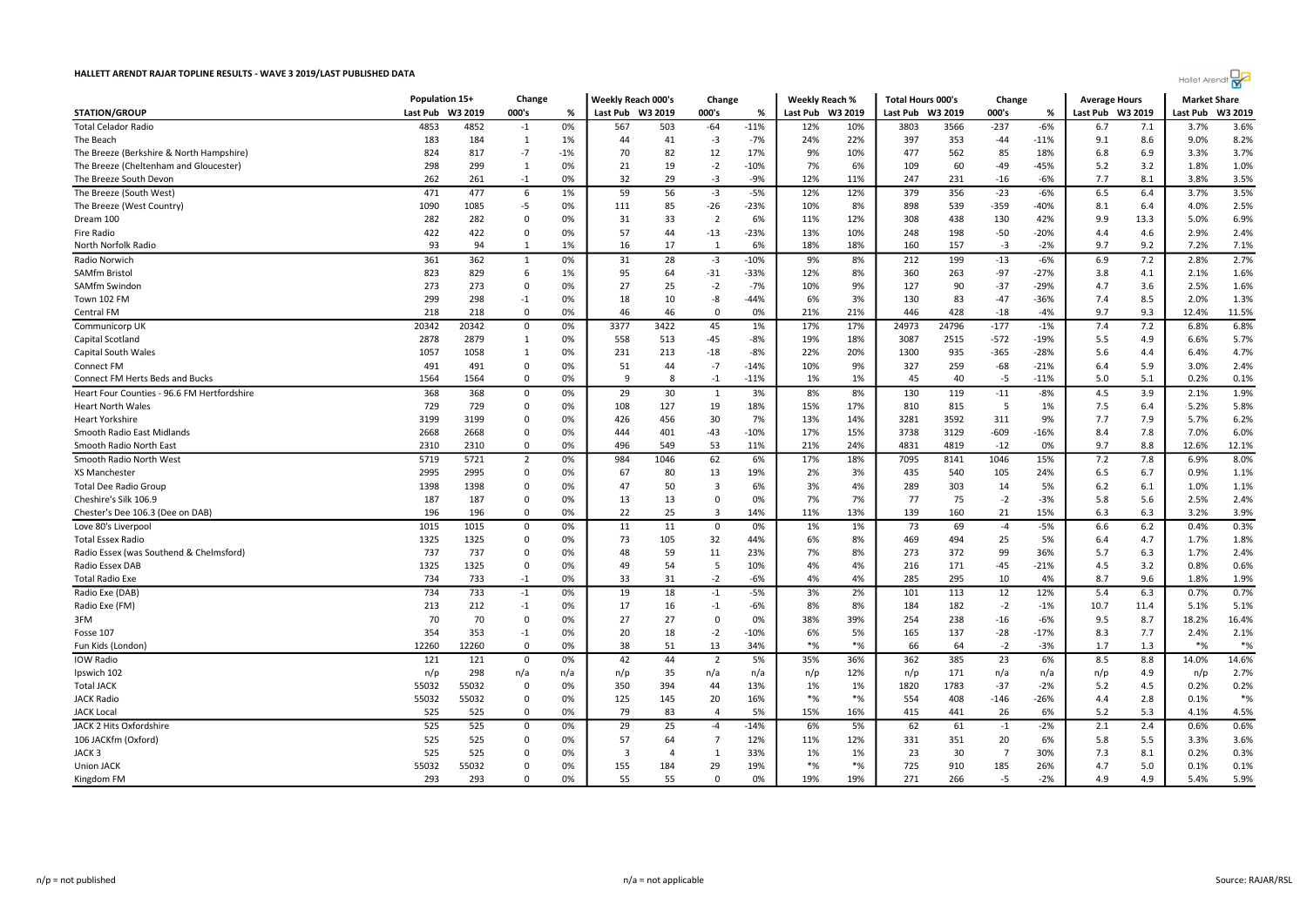# HALLETT ARENDT RAJAR TOPLINE RESULTS - WAVE 3 2019/LAST PUBLISHED DATA

| STATION/GROUP | Population 15+ | | Change | | Weekly Reach 000's | | Change | | Weekly Reach % | | Total Hours 000's | | Change | | Average Hours | | Market Share | |
|---|---|---|---|---|---|---|---|---|---|---|---|---|---|---|---|---|---|---|
| | Last Pub | W3 2019 | 000's | % | Last Pub | W3 2019 | 000's | % | Last Pub | W3 2019 | Last Pub | W3 2019 | 000's | % | Last Pub | W3 2019 | Last Pub | W3 2019 |
| Total Celador Radio | 4853 | 4852 | -1 | 0% | 567 | 503 | -64 | -11% | 12% | 10% | 3803 | 3566 | -237 | -6% | 6.7 | 7.1 | 3.7% | 3.6% |
| The Beach | 183 | 184 | 1 | 1% | 44 | 41 | -3 | -7% | 24% | 22% | 397 | 353 | -44 | -11% | 9.1 | 8.6 | 9.0% | 8.2% |
| The Breeze (Berkshire & North Hampshire) | 824 | 817 | -7 | -1% | 70 | 82 | 12 | 17% | 9% | 10% | 477 | 562 | 85 | 18% | 6.8 | 6.9 | 3.3% | 3.7% |
| The Breeze (Cheltenham and Gloucester) | 298 | 299 | 1 | 0% | 21 | 19 | -2 | -10% | 7% | 6% | 109 | 60 | -49 | -45% | 5.2 | 3.2 | 1.8% | 1.0% |
| The Breeze South Devon | 262 | 261 | -1 | 0% | 32 | 29 | -3 | -9% | 12% | 11% | 247 | 231 | -16 | -6% | 7.7 | 8.1 | 3.8% | 3.5% |
| The Breeze (South West) | 471 | 477 | 6 | 1% | 59 | 56 | -3 | -5% | 12% | 12% | 379 | 356 | -23 | -6% | 6.5 | 6.4 | 3.7% | 3.5% |
| The Breeze (West Country) | 1090 | 1085 | -5 | 0% | 111 | 85 | -26 | -23% | 10% | 8% | 898 | 539 | -359 | -40% | 8.1 | 6.4 | 4.0% | 2.5% |
| Dream 100 | 282 | 282 | 0 | 0% | 31 | 33 | 2 | 6% | 11% | 12% | 308 | 438 | 130 | 42% | 9.9 | 13.3 | 5.0% | 6.9% |
| Fire Radio | 422 | 422 | 0 | 0% | 57 | 44 | -13 | -23% | 13% | 10% | 248 | 198 | -50 | -20% | 4.4 | 4.6 | 2.9% | 2.4% |
| North Norfolk Radio | 93 | 94 | 1 | 1% | 16 | 17 | 1 | 6% | 18% | 18% | 160 | 157 | -3 | -2% | 9.7 | 9.2 | 7.2% | 7.1% |
| Radio Norwich | 361 | 362 | 1 | 0% | 31 | 28 | -3 | -10% | 9% | 8% | 212 | 199 | -13 | -6% | 6.9 | 7.2 | 2.8% | 2.7% |
| SAMfm Bristol | 823 | 829 | 6 | 1% | 95 | 64 | -31 | -33% | 12% | 8% | 360 | 263 | -97 | -27% | 3.8 | 4.1 | 2.1% | 1.6% |
| SAMfm Swindon | 273 | 273 | 0 | 0% | 27 | 25 | -2 | -7% | 10% | 9% | 127 | 90 | -37 | -29% | 4.7 | 3.6 | 2.5% | 1.6% |
| Town 102 FM | 299 | 298 | -1 | 0% | 18 | 10 | -8 | -44% | 6% | 3% | 130 | 83 | -47 | -36% | 7.4 | 8.5 | 2.0% | 1.3% |
| Central FM | 218 | 218 | 0 | 0% | 46 | 46 | 0 | 0% | 21% | 21% | 446 | 428 | -18 | -4% | 9.7 | 9.3 | 12.4% | 11.5% |
| Communicorp UK | 20342 | 20342 | 0 | 0% | 3377 | 3422 | 45 | 1% | 17% | 17% | 24973 | 24796 | -177 | -1% | 7.4 | 7.2 | 6.8% | 6.8% |
| Capital Scotland | 2878 | 2879 | 1 | 0% | 558 | 513 | -45 | -8% | 19% | 18% | 3087 | 2515 | -572 | -19% | 5.5 | 4.9 | 6.6% | 5.7% |
| Capital South Wales | 1057 | 1058 | 1 | 0% | 231 | 213 | -18 | -8% | 22% | 20% | 1300 | 935 | -365 | -28% | 5.6 | 4.4 | 6.4% | 4.7% |
| Connect FM | 491 | 491 | 0 | 0% | 51 | 44 | -7 | -14% | 10% | 9% | 327 | 259 | -68 | -21% | 6.4 | 5.9 | 3.0% | 2.4% |
| Connect FM Herts Beds and Bucks | 1564 | 1564 | 0 | 0% | 9 | 8 | -1 | -11% | 1% | 1% | 45 | 40 | -5 | -11% | 5.0 | 5.1 | 0.2% | 0.1% |
| Heart Four Counties - 96.6 FM Hertfordshire | 368 | 368 | 0 | 0% | 29 | 30 | 1 | 3% | 8% | 8% | 130 | 119 | -11 | -8% | 4.5 | 3.9 | 2.1% | 1.9% |
| Heart North Wales | 729 | 729 | 0 | 0% | 108 | 127 | 19 | 18% | 15% | 17% | 810 | 815 | 5 | 1% | 7.5 | 6.4 | 5.2% | 5.8% |
| Heart Yorkshire | 3199 | 3199 | 0 | 0% | 426 | 456 | 30 | 7% | 13% | 14% | 3281 | 3592 | 311 | 9% | 7.7 | 7.9 | 5.7% | 6.2% |
| Smooth Radio East Midlands | 2668 | 2668 | 0 | 0% | 444 | 401 | -43 | -10% | 17% | 15% | 3738 | 3129 | -609 | -16% | 8.4 | 7.8 | 7.0% | 6.0% |
| Smooth Radio North East | 2310 | 2310 | 0 | 0% | 496 | 549 | 53 | 11% | 21% | 24% | 4831 | 4819 | -12 | 0% | 9.7 | 8.8 | 12.6% | 12.1% |
| Smooth Radio North West | 5719 | 5721 | 2 | 0% | 984 | 1046 | 62 | 6% | 17% | 18% | 7095 | 8141 | 1046 | 15% | 7.2 | 7.8 | 6.9% | 8.0% |
| XS Manchester | 2995 | 2995 | 0 | 0% | 67 | 80 | 13 | 19% | 2% | 3% | 435 | 540 | 105 | 24% | 6.5 | 6.7 | 0.9% | 1.1% |
| Total Dee Radio Group | 1398 | 1398 | 0 | 0% | 47 | 50 | 3 | 6% | 3% | 4% | 289 | 303 | 14 | 5% | 6.2 | 6.1 | 1.0% | 1.1% |
| Cheshire's Silk 106.9 | 187 | 187 | 0 | 0% | 13 | 13 | 0 | 0% | 7% | 7% | 77 | 75 | -2 | -3% | 5.8 | 5.6 | 2.5% | 2.4% |
| Chester's Dee 106.3 (Dee on DAB) | 196 | 196 | 0 | 0% | 22 | 25 | 3 | 14% | 11% | 13% | 139 | 160 | 21 | 15% | 6.3 | 6.3 | 3.2% | 3.9% |
| Love 80's Liverpool | 1015 | 1015 | 0 | 0% | 11 | 11 | 0 | 0% | 1% | 1% | 73 | 69 | -4 | -5% | 6.6 | 6.2 | 0.4% | 0.3% |
| Total Essex Radio | 1325 | 1325 | 0 | 0% | 73 | 105 | 32 | 44% | 6% | 8% | 469 | 494 | 25 | 5% | 6.4 | 4.7 | 1.7% | 1.8% |
| Radio Essex (was Southend & Chelmsford) | 737 | 737 | 0 | 0% | 48 | 59 | 11 | 23% | 7% | 8% | 273 | 372 | 99 | 36% | 5.7 | 6.3 | 1.7% | 2.4% |
| Radio Essex DAB | 1325 | 1325 | 0 | 0% | 49 | 54 | 5 | 10% | 4% | 4% | 216 | 171 | -45 | -21% | 4.5 | 3.2 | 0.8% | 0.6% |
| Total Radio Exe | 734 | 733 | -1 | 0% | 33 | 31 | -2 | -6% | 4% | 4% | 285 | 295 | 10 | 4% | 8.7 | 9.6 | 1.8% | 1.9% |
| Radio Exe (DAB) | 734 | 733 | -1 | 0% | 19 | 18 | -1 | -5% | 3% | 2% | 101 | 113 | 12 | 12% | 5.4 | 6.3 | 0.7% | 0.7% |
| Radio Exe (FM) | 213 | 212 | -1 | 0% | 17 | 16 | -1 | -6% | 8% | 8% | 184 | 182 | -2 | -1% | 10.7 | 11.4 | 5.1% | 5.1% |
| 3FM | 70 | 70 | 0 | 0% | 27 | 27 | 0 | 0% | 38% | 39% | 254 | 238 | -16 | -6% | 9.5 | 8.7 | 18.2% | 16.4% |
| Fosse 107 | 354 | 353 | -1 | 0% | 20 | 18 | -2 | -10% | 6% | 5% | 165 | 137 | -28 | -17% | 8.3 | 7.7 | 2.4% | 2.1% |
| Fun Kids (London) | 12260 | 12260 | 0 | 0% | 38 | 51 | 13 | 34% | *% | *% | 66 | 64 | -2 | -3% | 1.7 | 1.3 | *% | *% |
| IOW Radio | 121 | 121 | 0 | 0% | 42 | 44 | 2 | 5% | 35% | 36% | 362 | 385 | 23 | 6% | 8.5 | 8.8 | 14.0% | 14.6% |
| Ipswich 102 | n/p | 298 | n/a | n/a | n/p | 35 | n/a | n/a | n/p | 12% | n/p | 171 | n/a | n/a | n/p | 4.9 | n/p | 2.7% |
| Total JACK | 55032 | 55032 | 0 | 0% | 350 | 394 | 44 | 13% | 1% | 1% | 1820 | 1783 | -37 | -2% | 5.2 | 4.5 | 0.2% | 0.2% |
| JACK Radio | 55032 | 55032 | 0 | 0% | 125 | 145 | 20 | 16% | *% | *% | 554 | 408 | -146 | -26% | 4.4 | 2.8 | 0.1% | *% |
| JACK Local | 525 | 525 | 0 | 0% | 79 | 83 | 4 | 5% | 15% | 16% | 415 | 441 | 26 | 6% | 5.2 | 5.3 | 4.1% | 4.5% |
| JACK 2 Hits Oxfordshire | 525 | 525 | 0 | 0% | 29 | 25 | -4 | -14% | 6% | 5% | 62 | 61 | -1 | -2% | 2.1 | 2.4 | 0.6% | 0.6% |
| 106 JACKfm (Oxford) | 525 | 525 | 0 | 0% | 57 | 64 | 7 | 12% | 11% | 12% | 331 | 351 | 20 | 6% | 5.8 | 5.5 | 3.3% | 3.6% |
| JACK 3 | 525 | 525 | 0 | 0% | 3 | 4 | 1 | 33% | 1% | 1% | 23 | 30 | 7 | 30% | 7.3 | 8.1 | 0.2% | 0.3% |
| Union JACK | 55032 | 55032 | 0 | 0% | 155 | 184 | 29 | 19% | *% | *% | 725 | 910 | 185 | 26% | 4.7 | 5.0 | 0.1% | 0.1% |
| Kingdom FM | 293 | 293 | 0 | 0% | 55 | 55 | 0 | 0% | 19% | 19% | 271 | 266 | -5 | -2% | 4.9 | 4.9 | 5.4% | 5.9% |

n/p = not published    n/a = not applicable    Source: RAJAR/RSL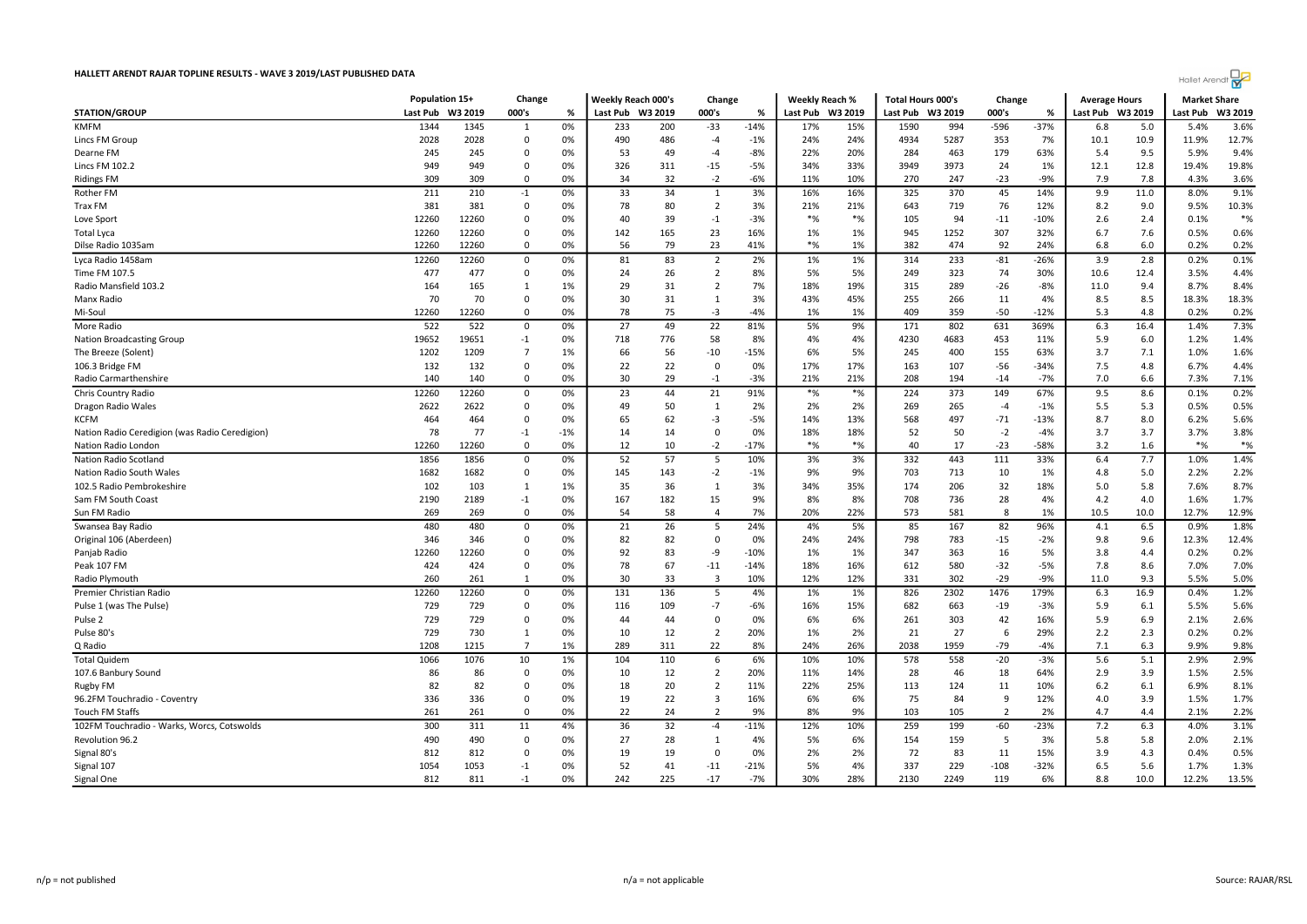# HALLETT ARENDT RAJAR TOPLINE RESULTS - WAVE 3 2019/LAST PUBLISHED DATA

| STATION/GROUP | Population 15+ | | Change | | Weekly Reach 000's | | Change | | Weekly Reach % | | Total Hours 000's | | Change | | Average Hours | | Market Share | |
|---|---|---|---|---|---|---|---|---|---|---|---|---|---|---|---|---|---|---|
| | Last Pub | W3 2019 | 000's | % | Last Pub | W3 2019 | 000's | % | Last Pub | W3 2019 | Last Pub | W3 2019 | 000's | % | Last Pub | W3 2019 | Last Pub | W3 2019 |
| KMFM | 1344 | 1345 | 1 | 0% | 233 | 200 | -33 | -14% | 17% | 15% | 1590 | 994 | -596 | -37% | 6.8 | 5.0 | 5.4% | 3.6% |
| Lincs FM Group | 2028 | 2028 | 0 | 0% | 490 | 486 | -4 | -1% | 24% | 24% | 4934 | 5287 | 353 | 7% | 10.1 | 10.9 | 11.9% | 12.7% |
| Dearne FM | 245 | 245 | 0 | 0% | 53 | 49 | -4 | -8% | 22% | 20% | 284 | 463 | 179 | 63% | 5.4 | 9.5 | 5.9% | 9.4% |
| Lincs FM 102.2 | 949 | 949 | 0 | 0% | 326 | 311 | -15 | -5% | 34% | 33% | 3949 | 3973 | 24 | 1% | 12.1 | 12.8 | 19.4% | 19.8% |
| Ridings FM | 309 | 309 | 0 | 0% | 34 | 32 | -2 | -6% | 11% | 10% | 270 | 247 | -23 | -9% | 7.9 | 7.8 | 4.3% | 3.6% |
| Rother FM | 211 | 210 | -1 | 0% | 33 | 34 | 1 | 3% | 16% | 16% | 325 | 370 | 45 | 14% | 9.9 | 11.0 | 8.0% | 9.1% |
| Trax FM | 381 | 381 | 0 | 0% | 78 | 80 | 2 | 3% | 21% | 21% | 643 | 719 | 76 | 12% | 8.2 | 9.0 | 9.5% | 10.3% |
| Love Sport | 12260 | 12260 | 0 | 0% | 40 | 39 | -1 | -3% | *% | *% | 105 | 94 | -11 | -10% | 2.6 | 2.4 | 0.1% | *% |
| Total Lyca | 12260 | 12260 | 0 | 0% | 142 | 165 | 23 | 16% | 1% | 1% | 945 | 1252 | 307 | 32% | 6.7 | 7.6 | 0.5% | 0.6% |
| Dilse Radio 1035am | 12260 | 12260 | 0 | 0% | 56 | 79 | 23 | 41% | *% | 1% | 382 | 474 | 92 | 24% | 6.8 | 6.0 | 0.2% | 0.2% |
| Lyca Radio 1458am | 12260 | 12260 | 0 | 0% | 81 | 83 | 2 | 2% | 1% | 1% | 314 | 233 | -81 | -26% | 3.9 | 2.8 | 0.2% | 0.1% |
| Time FM 107.5 | 477 | 477 | 0 | 0% | 24 | 26 | 2 | 8% | 5% | 5% | 249 | 323 | 74 | 30% | 10.6 | 12.4 | 3.5% | 4.4% |
| Radio Mansfield 103.2 | 164 | 165 | 1 | 1% | 29 | 31 | 2 | 7% | 18% | 19% | 315 | 289 | -26 | -8% | 11.0 | 9.4 | 8.7% | 8.4% |
| Manx Radio | 70 | 70 | 0 | 0% | 30 | 31 | 1 | 3% | 43% | 45% | 255 | 266 | 11 | 4% | 8.5 | 8.5 | 18.3% | 18.3% |
| Mi-Soul | 12260 | 12260 | 0 | 0% | 78 | 75 | -3 | -4% | 1% | 1% | 409 | 359 | -50 | -12% | 5.3 | 4.8 | 0.2% | 0.2% |
| More Radio | 522 | 522 | 0 | 0% | 27 | 49 | 22 | 81% | 5% | 9% | 171 | 802 | 631 | 369% | 6.3 | 16.4 | 1.4% | 7.3% |
| Nation Broadcasting Group | 19652 | 19651 | -1 | 0% | 718 | 776 | 58 | 8% | 4% | 4% | 4230 | 4683 | 453 | 11% | 5.9 | 6.0 | 1.2% | 1.4% |
| The Breeze (Solent) | 1202 | 1209 | 7 | 1% | 66 | 56 | -10 | -15% | 6% | 5% | 245 | 400 | 155 | 63% | 3.7 | 7.1 | 1.0% | 1.6% |
| 106.3 Bridge FM | 132 | 132 | 0 | 0% | 22 | 22 | 0 | 0% | 17% | 17% | 163 | 107 | -56 | -34% | 7.5 | 4.8 | 6.7% | 4.4% |
| Radio Carmarthenshire | 140 | 140 | 0 | 0% | 30 | 29 | -1 | -3% | 21% | 21% | 208 | 194 | -14 | -7% | 7.0 | 6.6 | 7.3% | 7.1% |
| Chris Country Radio | 12260 | 12260 | 0 | 0% | 23 | 44 | 21 | 91% | *% | *% | 224 | 373 | 149 | 67% | 9.5 | 8.6 | 0.1% | 0.2% |
| Dragon Radio Wales | 2622 | 2622 | 0 | 0% | 49 | 50 | 1 | 2% | 2% | 2% | 269 | 265 | -4 | -1% | 5.5 | 5.3 | 0.5% | 0.5% |
| KCFM | 464 | 464 | 0 | 0% | 65 | 62 | -3 | -5% | 14% | 13% | 568 | 497 | -71 | -13% | 8.7 | 8.0 | 6.2% | 5.6% |
| Nation Radio Ceredigion (was Radio Ceredigion) | 78 | 77 | -1 | -1% | 14 | 14 | 0 | 0% | 18% | 18% | 52 | 50 | -2 | -4% | 3.7 | 3.7 | 3.7% | 3.8% |
| Nation Radio London | 12260 | 12260 | 0 | 0% | 12 | 10 | -2 | -17% | *% | *% | 40 | 17 | -23 | -58% | 3.2 | 1.6 | *% | *% |
| Nation Radio Scotland | 1856 | 1856 | 0 | 0% | 52 | 57 | 5 | 10% | 3% | 3% | 332 | 443 | 111 | 33% | 6.4 | 7.7 | 1.0% | 1.4% |
| Nation Radio South Wales | 1682 | 1682 | 0 | 0% | 145 | 143 | -2 | -1% | 9% | 9% | 703 | 713 | 10 | 1% | 4.8 | 5.0 | 2.2% | 2.2% |
| 102.5 Radio Pembrokeshire | 102 | 103 | 1 | 1% | 35 | 36 | 1 | 3% | 34% | 35% | 174 | 206 | 32 | 18% | 5.0 | 5.8 | 7.6% | 8.7% |
| Sam FM South Coast | 2190 | 2189 | -1 | 0% | 167 | 182 | 15 | 9% | 8% | 8% | 708 | 736 | 28 | 4% | 4.2 | 4.0 | 1.6% | 1.7% |
| Sun FM Radio | 269 | 269 | 0 | 0% | 54 | 58 | 4 | 7% | 20% | 22% | 573 | 581 | 8 | 1% | 10.5 | 10.0 | 12.7% | 12.9% |
| Swansea Bay Radio | 480 | 480 | 0 | 0% | 21 | 26 | 5 | 24% | 4% | 5% | 85 | 167 | 82 | 96% | 4.1 | 6.5 | 0.9% | 1.8% |
| Original 106 (Aberdeen) | 346 | 346 | 0 | 0% | 82 | 82 | 0 | 0% | 24% | 24% | 798 | 783 | -15 | -2% | 9.8 | 9.6 | 12.3% | 12.4% |
| Panjab Radio | 12260 | 12260 | 0 | 0% | 92 | 83 | -9 | -10% | 1% | 1% | 347 | 363 | 16 | 5% | 3.8 | 4.4 | 0.2% | 0.2% |
| Peak 107 FM | 424 | 424 | 0 | 0% | 78 | 67 | -11 | -14% | 18% | 16% | 612 | 580 | -32 | -5% | 7.8 | 8.6 | 7.0% | 7.0% |
| Radio Plymouth | 260 | 261 | 1 | 0% | 30 | 33 | 3 | 10% | 12% | 12% | 331 | 302 | -29 | -9% | 11.0 | 9.3 | 5.5% | 5.0% |
| Premier Christian Radio | 12260 | 12260 | 0 | 0% | 131 | 136 | 5 | 4% | 1% | 1% | 826 | 2302 | 1476 | 179% | 6.3 | 16.9 | 0.4% | 1.2% |
| Pulse 1 (was The Pulse) | 729 | 729 | 0 | 0% | 116 | 109 | -7 | -6% | 16% | 15% | 682 | 663 | -19 | -3% | 5.9 | 6.1 | 5.5% | 5.6% |
| Pulse 2 | 729 | 729 | 0 | 0% | 44 | 44 | 0 | 0% | 6% | 6% | 261 | 303 | 42 | 16% | 5.9 | 6.9 | 2.1% | 2.6% |
| Pulse 80's | 729 | 730 | 1 | 0% | 10 | 12 | 2 | 20% | 1% | 2% | 21 | 27 | 6 | 29% | 2.2 | 2.3 | 0.2% | 0.2% |
| Q Radio | 1208 | 1215 | 7 | 1% | 289 | 311 | 22 | 8% | 24% | 26% | 2038 | 1959 | -79 | -4% | 7.1 | 6.3 | 9.9% | 9.8% |
| Total Quidem | 1066 | 1076 | 10 | 1% | 104 | 110 | 6 | 6% | 10% | 10% | 578 | 558 | -20 | -3% | 5.6 | 5.1 | 2.9% | 2.9% |
| 107.6 Banbury Sound | 86 | 86 | 0 | 0% | 10 | 12 | 2 | 20% | 11% | 14% | 28 | 46 | 18 | 64% | 2.9 | 3.9 | 1.5% | 2.5% |
| Rugby FM | 82 | 82 | 0 | 0% | 18 | 20 | 2 | 11% | 22% | 25% | 113 | 124 | 11 | 10% | 6.2 | 6.1 | 6.9% | 8.1% |
| 96.2FM Touchradio - Coventry | 336 | 336 | 0 | 0% | 19 | 22 | 3 | 16% | 6% | 6% | 75 | 84 | 9 | 12% | 4.0 | 3.9 | 1.5% | 1.7% |
| Touch FM Staffs | 261 | 261 | 0 | 0% | 22 | 24 | 2 | 9% | 8% | 9% | 103 | 105 | 2 | 2% | 4.7 | 4.4 | 2.1% | 2.2% |
| 102FM Touchradio - Warks, Worcs, Cotswolds | 300 | 311 | 11 | 4% | 36 | 32 | -4 | -11% | 12% | 10% | 259 | 199 | -60 | -23% | 7.2 | 6.3 | 4.0% | 3.1% |
| Revolution 96.2 | 490 | 490 | 0 | 0% | 27 | 28 | 1 | 4% | 5% | 6% | 154 | 159 | 5 | 3% | 5.8 | 5.8 | 2.0% | 2.1% |
| Signal 80's | 812 | 812 | 0 | 0% | 19 | 19 | 0 | 0% | 2% | 2% | 72 | 83 | 11 | 15% | 3.9 | 4.3 | 0.4% | 0.5% |
| Signal 107 | 1054 | 1053 | -1 | 0% | 52 | 41 | -11 | -21% | 5% | 4% | 337 | 229 | -108 | -32% | 6.5 | 5.6 | 1.7% | 1.3% |
| Signal One | 812 | 811 | -1 | 0% | 242 | 225 | -17 | -7% | 30% | 28% | 2130 | 2249 | 119 | 6% | 8.8 | 10.0 | 12.2% | 13.5% |

n/p = not published n/a = not applicable Source: RAJAR/RSL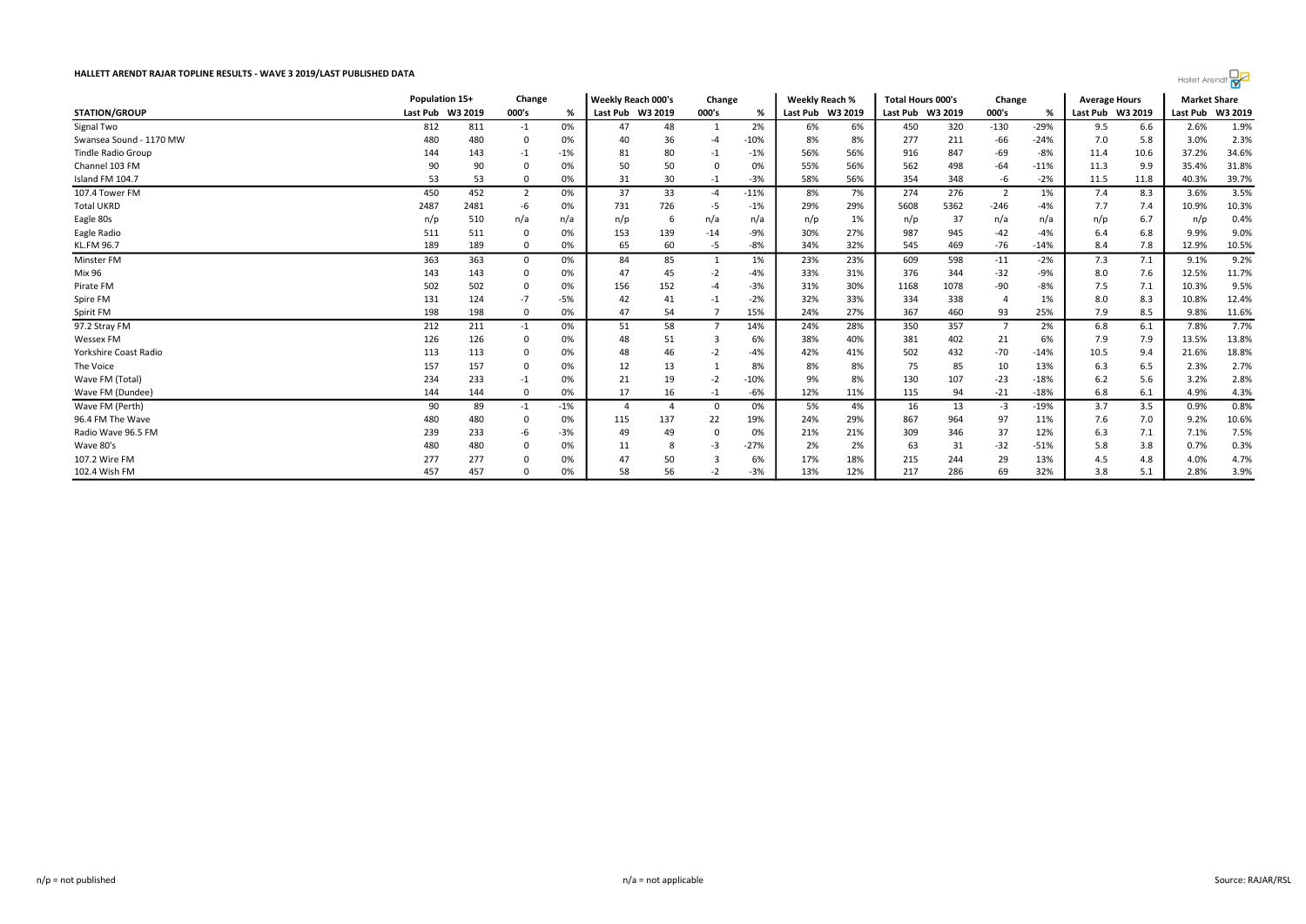## HALLETT ARENDT RAJAR TOPLINE RESULTS - WAVE 3 2019/LAST PUBLISHED DATA

| STATION/GROUP | Population 15+ | | Change | | Weekly Reach 000's | | Change | | Weekly Reach % | | Total Hours 000's | | Change | | Average Hours | | Market Share | |
|---|---|---|---|---|---|---|---|---|---|---|---|---|---|---|---|---|---|---|
| | Last Pub | W3 2019 | 000's | % | Last Pub | W3 2019 | 000's | % | Last Pub | W3 2019 | Last Pub | W3 2019 | 000's | % | Last Pub | W3 2019 | Last Pub | W3 2019 |
| Signal Two | 812 | 811 | -1 | 0% | 47 | 48 | 1 | 2% | 6% | 6% | 450 | 320 | -130 | -29% | 9.5 | 6.6 | 2.6% | 1.9% |
| Swansea Sound - 1170 MW | 480 | 480 | 0 | 0% | 40 | 36 | -4 | -10% | 8% | 8% | 277 | 211 | -66 | -24% | 7.0 | 5.8 | 3.0% | 2.3% |
| Tindle Radio Group | 144 | 143 | -1 | -1% | 81 | 80 | -1 | -1% | 56% | 56% | 916 | 847 | -69 | -8% | 11.4 | 10.6 | 37.2% | 34.6% |
| Channel 103 FM | 90 | 90 | 0 | 0% | 50 | 50 | 0 | 0% | 55% | 56% | 562 | 498 | -64 | -11% | 11.3 | 9.9 | 35.4% | 31.8% |
| Island FM 104.7 | 53 | 53 | 0 | 0% | 31 | 30 | -1 | -3% | 58% | 56% | 354 | 348 | -6 | -2% | 11.5 | 11.8 | 40.3% | 39.7% |
| 107.4 Tower FM | 450 | 452 | 2 | 0% | 37 | 33 | -4 | -11% | 8% | 7% | 274 | 276 | 2 | 1% | 7.4 | 8.3 | 3.6% | 3.5% |
| Total UKRD | 2487 | 2481 | -6 | 0% | 731 | 726 | -5 | -1% | 29% | 29% | 5608 | 5362 | -246 | -4% | 7.7 | 7.4 | 10.9% | 10.3% |
| Eagle 80s | n/p | 510 | n/a | n/a | n/p | 6 | n/a | n/a | n/p | 1% | n/p | 37 | n/a | n/a | n/p | 6.7 | n/p | 0.4% |
| Eagle Radio | 511 | 511 | 0 | 0% | 153 | 139 | -14 | -9% | 30% | 27% | 987 | 945 | -42 | -4% | 6.4 | 6.8 | 9.9% | 9.0% |
| KL.FM 96.7 | 189 | 189 | 0 | 0% | 65 | 60 | -5 | -8% | 34% | 32% | 545 | 469 | -76 | -14% | 8.4 | 7.8 | 12.9% | 10.5% |
| Minster FM | 363 | 363 | 0 | 0% | 84 | 85 | 1 | 1% | 23% | 23% | 609 | 598 | -11 | -2% | 7.3 | 7.1 | 9.1% | 9.2% |
| Mix 96 | 143 | 143 | 0 | 0% | 47 | 45 | -2 | -4% | 33% | 31% | 376 | 344 | -32 | -9% | 8.0 | 7.6 | 12.5% | 11.7% |
| Pirate FM | 502 | 502 | 0 | 0% | 156 | 152 | -4 | -3% | 31% | 30% | 1168 | 1078 | -90 | -8% | 7.5 | 7.1 | 10.3% | 9.5% |
| Spire FM | 131 | 124 | -7 | -5% | 42 | 41 | -1 | -2% | 32% | 33% | 334 | 338 | 4 | 1% | 8.0 | 8.3 | 10.8% | 12.4% |
| Spirit FM | 198 | 198 | 0 | 0% | 47 | 54 | 7 | 15% | 24% | 27% | 367 | 460 | 93 | 25% | 7.9 | 8.5 | 9.8% | 11.6% |
| 97.2 Stray FM | 212 | 211 | -1 | 0% | 51 | 58 | 7 | 14% | 24% | 28% | 350 | 357 | 7 | 2% | 6.8 | 6.1 | 7.8% | 7.7% |
| Wessex FM | 126 | 126 | 0 | 0% | 48 | 51 | 3 | 6% | 38% | 40% | 381 | 402 | 21 | 6% | 7.9 | 7.9 | 13.5% | 13.8% |
| Yorkshire Coast Radio | 113 | 113 | 0 | 0% | 48 | 46 | -2 | -4% | 42% | 41% | 502 | 432 | -70 | -14% | 10.5 | 9.4 | 21.6% | 18.8% |
| The Voice | 157 | 157 | 0 | 0% | 12 | 13 | 1 | 8% | 8% | 8% | 75 | 85 | 10 | 13% | 6.3 | 6.5 | 2.3% | 2.7% |
| Wave FM (Total) | 234 | 233 | -1 | 0% | 21 | 19 | -2 | -10% | 9% | 8% | 130 | 107 | -23 | -18% | 6.2 | 5.6 | 3.2% | 2.8% |
| Wave FM (Dundee) | 144 | 144 | 0 | 0% | 17 | 16 | -1 | -6% | 12% | 11% | 115 | 94 | -21 | -18% | 6.8 | 6.1 | 4.9% | 4.3% |
| Wave FM (Perth) | 90 | 89 | -1 | -1% | 4 | 4 | 0 | 0% | 5% | 4% | 16 | 13 | -3 | -19% | 3.7 | 3.5 | 0.9% | 0.8% |
| 96.4 FM The Wave | 480 | 480 | 0 | 0% | 115 | 137 | 22 | 19% | 24% | 29% | 867 | 964 | 97 | 11% | 7.6 | 7.0 | 9.2% | 10.6% |
| Radio Wave 96.5 FM | 239 | 233 | -6 | -3% | 49 | 49 | 0 | 0% | 21% | 21% | 309 | 346 | 37 | 12% | 6.3 | 7.1 | 7.1% | 7.5% |
| Wave 80's | 480 | 480 | 0 | 0% | 11 | 8 | -3 | -27% | 2% | 2% | 63 | 31 | -32 | -51% | 5.8 | 3.8 | 0.7% | 0.3% |
| 107.2 Wire FM | 277 | 277 | 0 | 0% | 47 | 50 | 3 | 6% | 17% | 18% | 215 | 244 | 29 | 13% | 4.5 | 4.8 | 4.0% | 4.7% |
| 102.4 Wish FM | 457 | 457 | 0 | 0% | 58 | 56 | -2 | -3% | 13% | 12% | 217 | 286 | 69 | 32% | 3.8 | 5.1 | 2.8% | 3.9% |

n/p = not published

n/a = not applicable

Source: RAJAR/RSL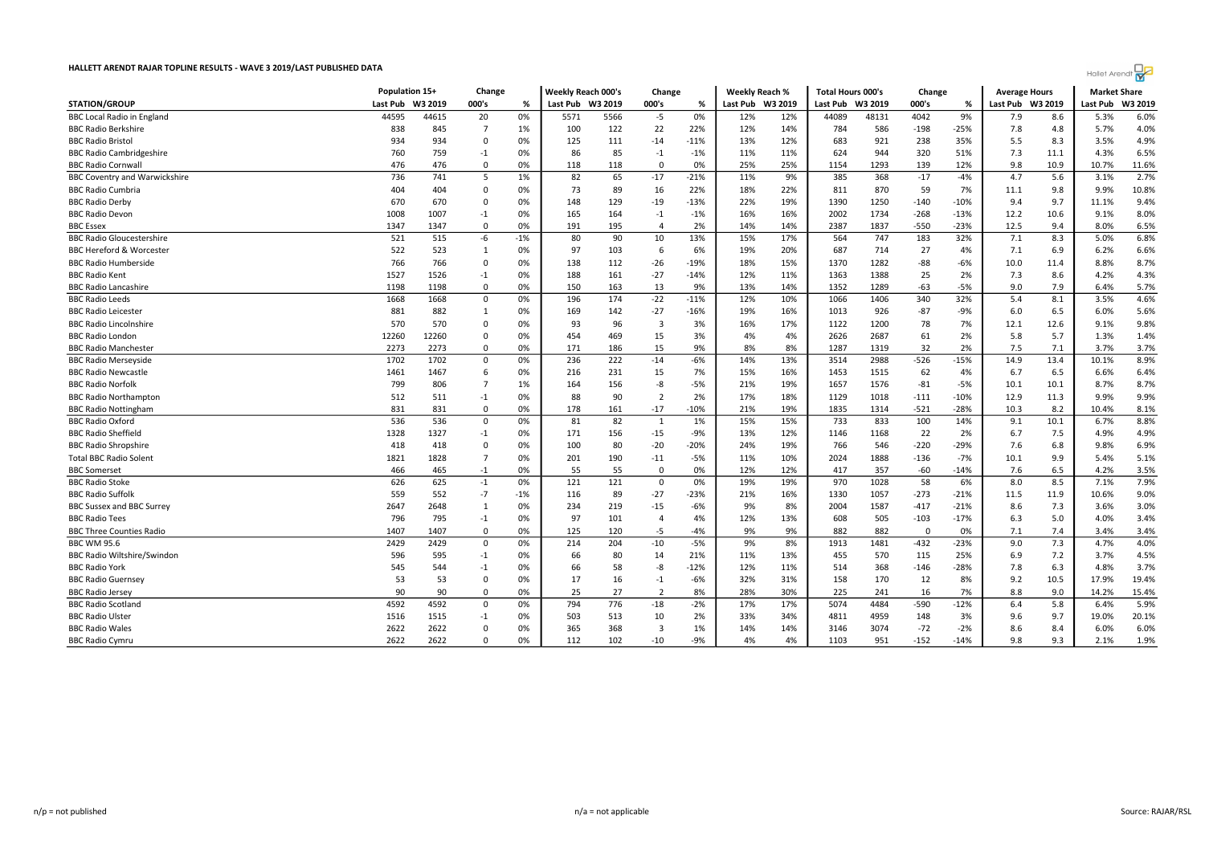# HALLETT ARENDT RAJAR TOPLINE RESULTS - WAVE 3 2019/LAST PUBLISHED DATA

| STATION/GROUP | Population 15+ | | Change | | Weekly Reach 000's | | Change | | Weekly Reach % | | Total Hours 000's | | Change | | Average Hours | | Market Share | |
|---|---|---|---|---|---|---|---|---|---|---|---|---|---|---|---|---|---|---|
| | Last Pub | W3 2019 | 000's | % | Last Pub | W3 2019 | 000's | % | Last Pub | W3 2019 | Last Pub | W3 2019 | 000's | % | Last Pub | W3 2019 | Last Pub | W3 2019 |
| BBC Local Radio in England | 44595 | 44615 | 20 | 0% | 5571 | 5566 | -5 | 0% | 12% | 12% | 44089 | 48131 | 4042 | 9% | 7.9 | 8.6 | 5.3% | 6.0% |
| BBC Radio Berkshire | 838 | 845 | 7 | 1% | 100 | 122 | 22 | 22% | 12% | 14% | 784 | 586 | -198 | -25% | 7.8 | 4.8 | 5.7% | 4.0% |
| BBC Radio Bristol | 934 | 934 | 0 | 0% | 125 | 111 | -14 | -11% | 13% | 12% | 683 | 921 | 238 | 35% | 5.5 | 8.3 | 3.5% | 4.9% |
| BBC Radio Cambridgeshire | 760 | 759 | -1 | 0% | 86 | 85 | -1 | -1% | 11% | 11% | 624 | 944 | 320 | 51% | 7.3 | 11.1 | 4.3% | 6.5% |
| BBC Radio Cornwall | 476 | 476 | 0 | 0% | 118 | 118 | 0 | 0% | 25% | 25% | 1154 | 1293 | 139 | 12% | 9.8 | 10.9 | 10.7% | 11.6% |
| BBC Coventry and Warwickshire | 736 | 741 | 5 | 1% | 82 | 65 | -17 | -21% | 11% | 9% | 385 | 368 | -17 | -4% | 4.7 | 5.6 | 3.1% | 2.7% |
| BBC Radio Cumbria | 404 | 404 | 0 | 0% | 73 | 89 | 16 | 22% | 18% | 22% | 811 | 870 | 59 | 7% | 11.1 | 9.8 | 9.9% | 10.8% |
| BBC Radio Derby | 670 | 670 | 0 | 0% | 148 | 129 | -19 | -13% | 22% | 19% | 1390 | 1250 | -140 | -10% | 9.4 | 9.7 | 11.1% | 9.4% |
| BBC Radio Devon | 1008 | 1007 | -1 | 0% | 165 | 164 | -1 | -1% | 16% | 16% | 2002 | 1734 | -268 | -13% | 12.2 | 10.6 | 9.1% | 8.0% |
| BBC Essex | 1347 | 1347 | 0 | 0% | 191 | 195 | 4 | 2% | 14% | 14% | 2387 | 1837 | -550 | -23% | 12.5 | 9.4 | 8.0% | 6.5% |
| BBC Radio Gloucestershire | 521 | 515 | -6 | -1% | 80 | 90 | 10 | 13% | 15% | 17% | 564 | 747 | 183 | 32% | 7.1 | 8.3 | 5.0% | 6.8% |
| BBC Hereford & Worcester | 522 | 523 | 1 | 0% | 97 | 103 | 6 | 6% | 19% | 20% | 687 | 714 | 27 | 4% | 7.1 | 6.9 | 6.2% | 6.6% |
| BBC Radio Humberside | 766 | 766 | 0 | 0% | 138 | 112 | -26 | -19% | 18% | 15% | 1370 | 1282 | -88 | -6% | 10.0 | 11.4 | 8.8% | 8.7% |
| BBC Radio Kent | 1527 | 1526 | -1 | 0% | 188 | 161 | -27 | -14% | 12% | 11% | 1363 | 1388 | 25 | 2% | 7.3 | 8.6 | 4.2% | 4.3% |
| BBC Radio Lancashire | 1198 | 1198 | 0 | 0% | 150 | 163 | 13 | 9% | 13% | 14% | 1352 | 1289 | -63 | -5% | 9.0 | 7.9 | 6.4% | 5.7% |
| BBC Radio Leeds | 1668 | 1668 | 0 | 0% | 196 | 174 | -22 | -11% | 12% | 10% | 1066 | 1406 | 340 | 32% | 5.4 | 8.1 | 3.5% | 4.6% |
| BBC Radio Leicester | 881 | 882 | 1 | 0% | 169 | 142 | -27 | -16% | 19% | 16% | 1013 | 926 | -87 | -9% | 6.0 | 6.5 | 6.0% | 5.6% |
| BBC Radio Lincolnshire | 570 | 570 | 0 | 0% | 93 | 96 | 3 | 3% | 16% | 17% | 1122 | 1200 | 78 | 7% | 12.1 | 12.6 | 9.1% | 9.8% |
| BBC Radio London | 12260 | 12260 | 0 | 0% | 454 | 469 | 15 | 3% | 4% | 4% | 2626 | 2687 | 61 | 2% | 5.8 | 5.7 | 1.3% | 1.4% |
| BBC Radio Manchester | 2273 | 2273 | 0 | 0% | 171 | 186 | 15 | 9% | 8% | 8% | 1287 | 1319 | 32 | 2% | 7.5 | 7.1 | 3.7% | 3.7% |
| BBC Radio Merseyside | 1702 | 1702 | 0 | 0% | 236 | 222 | -14 | -6% | 14% | 13% | 3514 | 2988 | -526 | -15% | 14.9 | 13.4 | 10.1% | 8.9% |
| BBC Radio Newcastle | 1461 | 1467 | 6 | 0% | 216 | 231 | 15 | 7% | 15% | 16% | 1453 | 1515 | 62 | 4% | 6.7 | 6.5 | 6.6% | 6.4% |
| BBC Radio Norfolk | 799 | 806 | 7 | 1% | 164 | 156 | -8 | -5% | 21% | 19% | 1657 | 1576 | -81 | -5% | 10.1 | 10.1 | 8.7% | 8.7% |
| BBC Radio Northampton | 512 | 511 | -1 | 0% | 88 | 90 | 2 | 2% | 17% | 18% | 1129 | 1018 | -111 | -10% | 12.9 | 11.3 | 9.9% | 9.9% |
| BBC Radio Nottingham | 831 | 831 | 0 | 0% | 178 | 161 | -17 | -10% | 21% | 19% | 1835 | 1314 | -521 | -28% | 10.3 | 8.2 | 10.4% | 8.1% |
| BBC Radio Oxford | 536 | 536 | 0 | 0% | 81 | 82 | 1 | 1% | 15% | 15% | 733 | 833 | 100 | 14% | 9.1 | 10.1 | 6.7% | 8.8% |
| BBC Radio Sheffield | 1328 | 1327 | -1 | 0% | 171 | 156 | -15 | -9% | 13% | 12% | 1146 | 1168 | 22 | 2% | 6.7 | 7.5 | 4.9% | 4.9% |
| BBC Radio Shropshire | 418 | 418 | 0 | 0% | 100 | 80 | -20 | -20% | 24% | 19% | 766 | 546 | -220 | -29% | 7.6 | 6.8 | 9.8% | 6.9% |
| Total BBC Radio Solent | 1821 | 1828 | 7 | 0% | 201 | 190 | -11 | -5% | 11% | 10% | 2024 | 1888 | -136 | -7% | 10.1 | 9.9 | 5.4% | 5.1% |
| BBC Somerset | 466 | 465 | -1 | 0% | 55 | 55 | 0 | 0% | 12% | 12% | 417 | 357 | -60 | -14% | 7.6 | 6.5 | 4.2% | 3.5% |
| BBC Radio Stoke | 626 | 625 | -1 | 0% | 121 | 121 | 0 | 0% | 19% | 19% | 970 | 1028 | 58 | 6% | 8.0 | 8.5 | 7.1% | 7.9% |
| BBC Radio Suffolk | 559 | 552 | -7 | -1% | 116 | 89 | -27 | -23% | 21% | 16% | 1330 | 1057 | -273 | -21% | 11.5 | 11.9 | 10.6% | 9.0% |
| BBC Sussex and BBC Surrey | 2647 | 2648 | 1 | 0% | 234 | 219 | -15 | -6% | 9% | 8% | 2004 | 1587 | -417 | -21% | 8.6 | 7.3 | 3.6% | 3.0% |
| BBC Radio Tees | 796 | 795 | -1 | 0% | 97 | 101 | 4 | 4% | 12% | 13% | 608 | 505 | -103 | -17% | 6.3 | 5.0 | 4.0% | 3.4% |
| BBC Three Counties Radio | 1407 | 1407 | 0 | 0% | 125 | 120 | -5 | -4% | 9% | 9% | 882 | 882 | 0 | 0% | 7.1 | 7.4 | 3.4% | 3.4% |
| BBC WM 95.6 | 2429 | 2429 | 0 | 0% | 214 | 204 | -10 | -5% | 9% | 8% | 1913 | 1481 | -432 | -23% | 9.0 | 7.3 | 4.7% | 4.0% |
| BBC Radio Wiltshire/Swindon | 596 | 595 | -1 | 0% | 66 | 80 | 14 | 21% | 11% | 13% | 455 | 570 | 115 | 25% | 6.9 | 7.2 | 3.7% | 4.5% |
| BBC Radio York | 545 | 544 | -1 | 0% | 66 | 58 | -8 | -12% | 12% | 11% | 514 | 368 | -146 | -28% | 7.8 | 6.3 | 4.8% | 3.7% |
| BBC Radio Guernsey | 53 | 53 | 0 | 0% | 17 | 16 | -1 | -6% | 32% | 31% | 158 | 170 | 12 | 8% | 9.2 | 10.5 | 17.9% | 19.4% |
| BBC Radio Jersey | 90 | 90 | 0 | 0% | 25 | 27 | 2 | 8% | 28% | 30% | 225 | 241 | 16 | 7% | 8.8 | 9.0 | 14.2% | 15.4% |
| BBC Radio Scotland | 4592 | 4592 | 0 | 0% | 794 | 776 | -18 | -2% | 17% | 17% | 5074 | 4484 | -590 | -12% | 6.4 | 5.8 | 6.4% | 5.9% |
| BBC Radio Ulster | 1516 | 1515 | -1 | 0% | 503 | 513 | 10 | 2% | 33% | 34% | 4811 | 4959 | 148 | 3% | 9.6 | 9.7 | 19.0% | 20.1% |
| BBC Radio Wales | 2622 | 2622 | 0 | 0% | 365 | 368 | 3 | 1% | 14% | 14% | 3146 | 3074 | -72 | -2% | 8.6 | 8.4 | 6.0% | 6.0% |
| BBC Radio Cymru | 2622 | 2622 | 0 | 0% | 112 | 102 | -10 | -9% | 4% | 4% | 1103 | 951 | -152 | -14% | 9.8 | 9.3 | 2.1% | 1.9% |

n/p = not published

n/a = not applicable

Source: RAJAR/RSL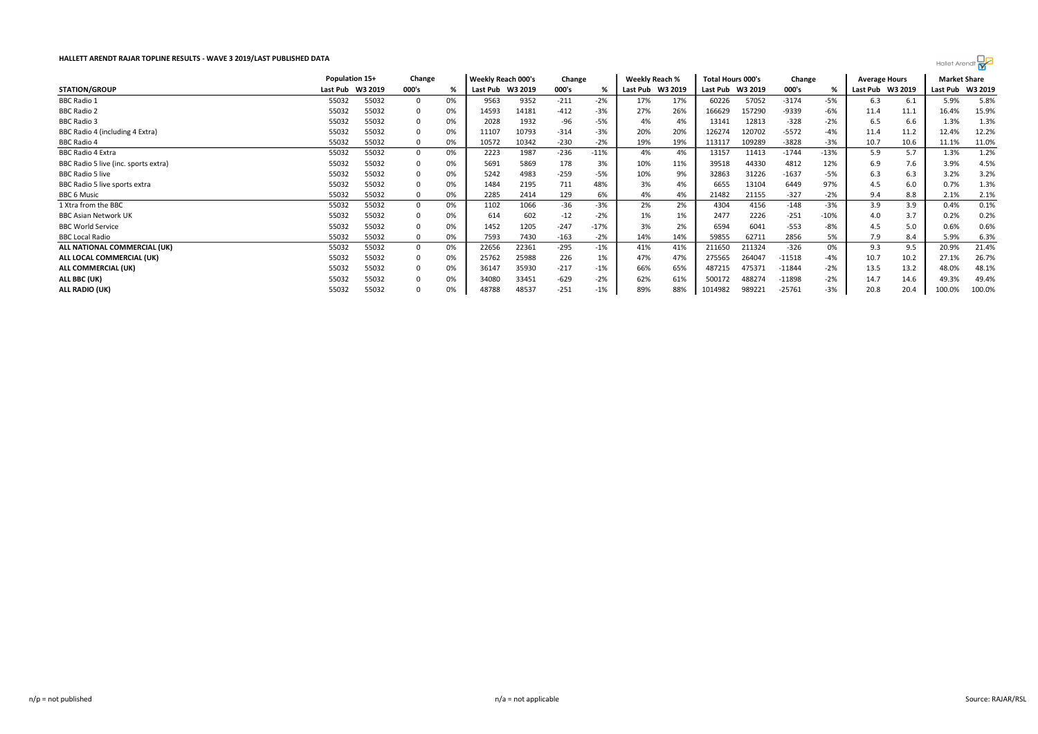## HALLETT ARENDT RAJAR TOPLINE RESULTS - WAVE 3 2019/LAST PUBLISHED DATA

| | Population 15+ | | Change | | Weekly Reach 000's | | Change | | Weekly Reach % | | Total Hours 000's | | Change | | Average Hours | | Market Share | |
|---|---|---|---|---|---|---|---|---|---|---|---|---|---|---|---|---|---|---|
| STATION/GROUP | Last Pub | W3 2019 | 000's | % | Last Pub | W3 2019 | 000's | % | Last Pub | W3 2019 | Last Pub | W3 2019 | 000's | % | Last Pub | W3 2019 | Last Pub | W3 2019 |
| BBC Radio 1 | 55032 | 55032 | 0 | 0% | 9563 | 9352 | -211 | -2% | 17% | 17% | 60226 | 57052 | -3174 | -5% | 6.3 | 6.1 | 5.9% | 5.8% |
| BBC Radio 2 | 55032 | 55032 | 0 | 0% | 14593 | 14181 | -412 | -3% | 27% | 26% | 166629 | 157290 | -9339 | -6% | 11.4 | 11.1 | 16.4% | 15.9% |
| BBC Radio 3 | 55032 | 55032 | 0 | 0% | 2028 | 1932 | -96 | -5% | 4% | 4% | 13141 | 12813 | -328 | -2% | 6.5 | 6.6 | 1.3% | 1.3% |
| BBC Radio 4 (including 4 Extra) | 55032 | 55032 | 0 | 0% | 11107 | 10793 | -314 | -3% | 20% | 20% | 126274 | 120702 | -5572 | -4% | 11.4 | 11.2 | 12.4% | 12.2% |
| BBC Radio 4 | 55032 | 55032 | 0 | 0% | 10572 | 10342 | -230 | -2% | 19% | 19% | 113117 | 109289 | -3828 | -3% | 10.7 | 10.6 | 11.1% | 11.0% |
| BBC Radio 4 Extra | 55032 | 55032 | 0 | 0% | 2223 | 1987 | -236 | -11% | 4% | 4% | 13157 | 11413 | -1744 | -13% | 5.9 | 5.7 | 1.3% | 1.2% |
| BBC Radio 5 live (inc. sports extra) | 55032 | 55032 | 0 | 0% | 5691 | 5869 | 178 | 3% | 10% | 11% | 39518 | 44330 | 4812 | 12% | 6.9 | 7.6 | 3.9% | 4.5% |
| BBC Radio 5 live | 55032 | 55032 | 0 | 0% | 5242 | 4983 | -259 | -5% | 10% | 9% | 32863 | 31226 | -1637 | -5% | 6.3 | 6.3 | 3.2% | 3.2% |
| BBC Radio 5 live sports extra | 55032 | 55032 | 0 | 0% | 1484 | 2195 | 711 | 48% | 3% | 4% | 6655 | 13104 | 6449 | 97% | 4.5 | 6.0 | 0.7% | 1.3% |
| BBC 6 Music | 55032 | 55032 | 0 | 0% | 2285 | 2414 | 129 | 6% | 4% | 4% | 21482 | 21155 | -327 | -2% | 9.4 | 8.8 | 2.1% | 2.1% |
| 1 Xtra from the BBC | 55032 | 55032 | 0 | 0% | 1102 | 1066 | -36 | -3% | 2% | 2% | 4304 | 4156 | -148 | -3% | 3.9 | 3.9 | 0.4% | 0.1% |
| BBC Asian Network UK | 55032 | 55032 | 0 | 0% | 614 | 602 | -12 | -2% | 1% | 1% | 2477 | 2226 | -251 | -10% | 4.0 | 3.7 | 0.2% | 0.2% |
| BBC World Service | 55032 | 55032 | 0 | 0% | 1452 | 1205 | -247 | -17% | 3% | 2% | 6594 | 6041 | -553 | -8% | 4.5 | 5.0 | 0.6% | 0.6% |
| BBC Local Radio | 55032 | 55032 | 0 | 0% | 7593 | 7430 | -163 | -2% | 14% | 14% | 59855 | 62711 | 2856 | 5% | 7.9 | 8.4 | 5.9% | 6.3% |
| **ALL NATIONAL COMMERCIAL (UK)** | 55032 | 55032 | 0 | 0% | 22656 | 22361 | -295 | -1% | 41% | 41% | 211650 | 211324 | -326 | 0% | 9.3 | 9.5 | 20.9% | 21.4% |
| **ALL LOCAL COMMERCIAL (UK)** | 55032 | 55032 | 0 | 0% | 25762 | 25988 | 226 | 1% | 47% | 47% | 275565 | 264047 | -11518 | -4% | 10.7 | 10.2 | 27.1% | 26.7% |
| **ALL COMMERCIAL (UK)** | 55032 | 55032 | 0 | 0% | 36147 | 35930 | -217 | -1% | 66% | 65% | 487215 | 475371 | -11844 | -2% | 13.5 | 13.2 | 48.0% | 48.1% |
| **ALL BBC (UK)** | 55032 | 55032 | 0 | 0% | 34080 | 33451 | -629 | -2% | 62% | 61% | 500172 | 488274 | -11898 | -2% | 14.7 | 14.6 | 49.3% | 49.4% |
| **ALL RADIO (UK)** | 55032 | 55032 | 0 | 0% | 48788 | 48537 | -251 | -1% | 89% | 88% | 1014982 | 989221 | -25761 | -3% | 20.8 | 20.4 | 100.0% | 100.0% |

n/p = not published

n/a = not applicable

Source: RAJAR/RSL